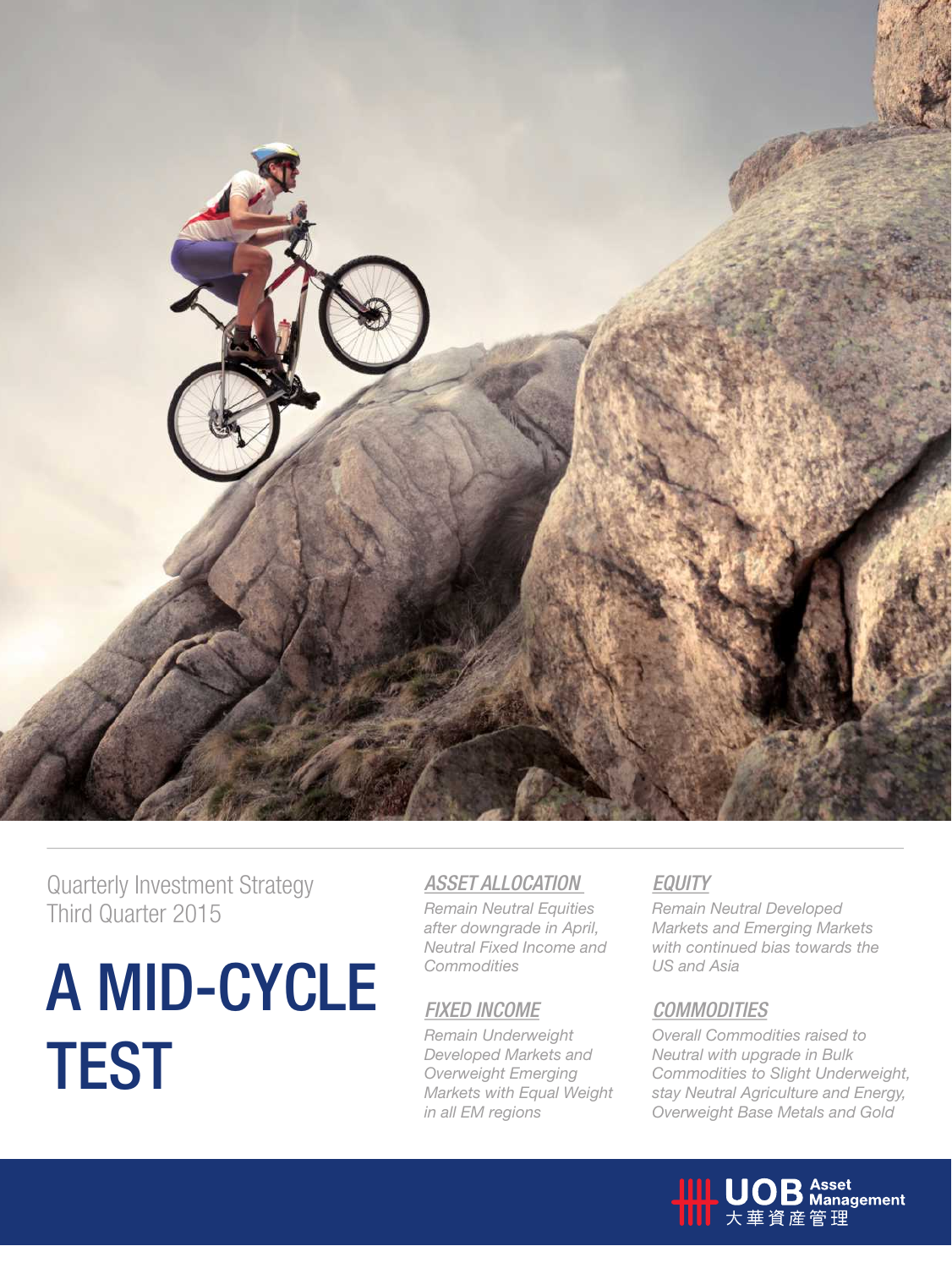Quarterly Investment Strategy
Third Quarter 2015

# A MID-CYCLE TEST

## ASSET ALLOCATION

*Remain Neutral Equities after downgrade in April, Neutral Fixed Income and Commodities*

## EQUITY

*Remain Neutral Developed Markets and Emerging Markets with continued bias towards the US and Asia*

## FIXED INCOME

*Remain Underweight Developed Markets and Overweight Emerging Markets with Equal Weight in all EM regions*

## COMMODITIES

*Overall Commodities raised to Neutral with upgrade in Bulk Commodities to Slight Underweight, stay Neutral Agriculture and Energy, Overweight Base Metals and Gold*

UOB Asset Management
大華資産管理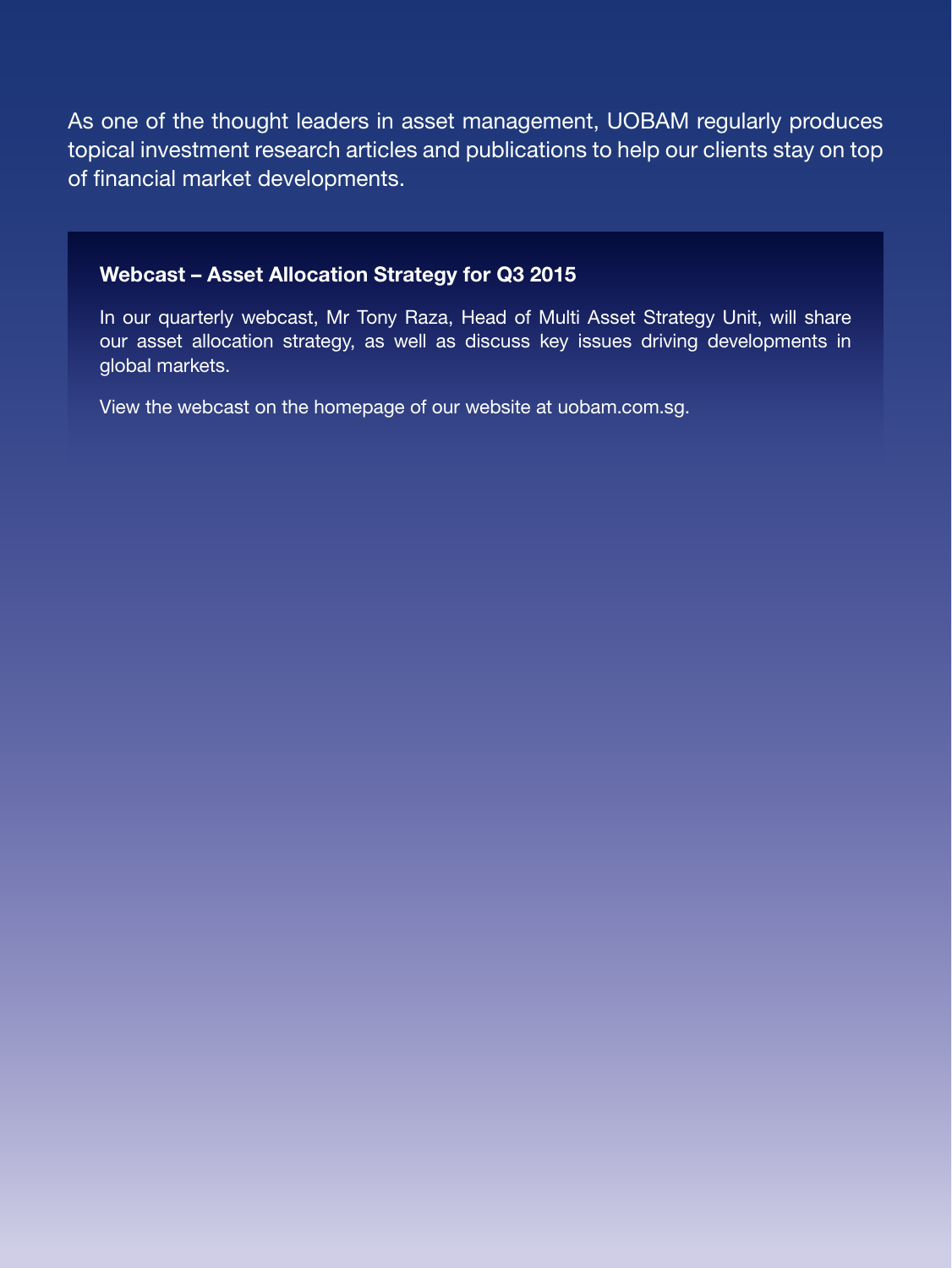As one of the thought leaders in asset management, UOBAM regularly produces topical investment research articles and publications to help our clients stay on top of financial market developments.

### Webcast – Asset Allocation Strategy for Q3 2015

In our quarterly webcast, Mr Tony Raza, Head of Multi Asset Strategy Unit, will share our asset allocation strategy, as well as discuss key issues driving developments in global markets.

View the webcast on the homepage of our website at uobam.com.sg.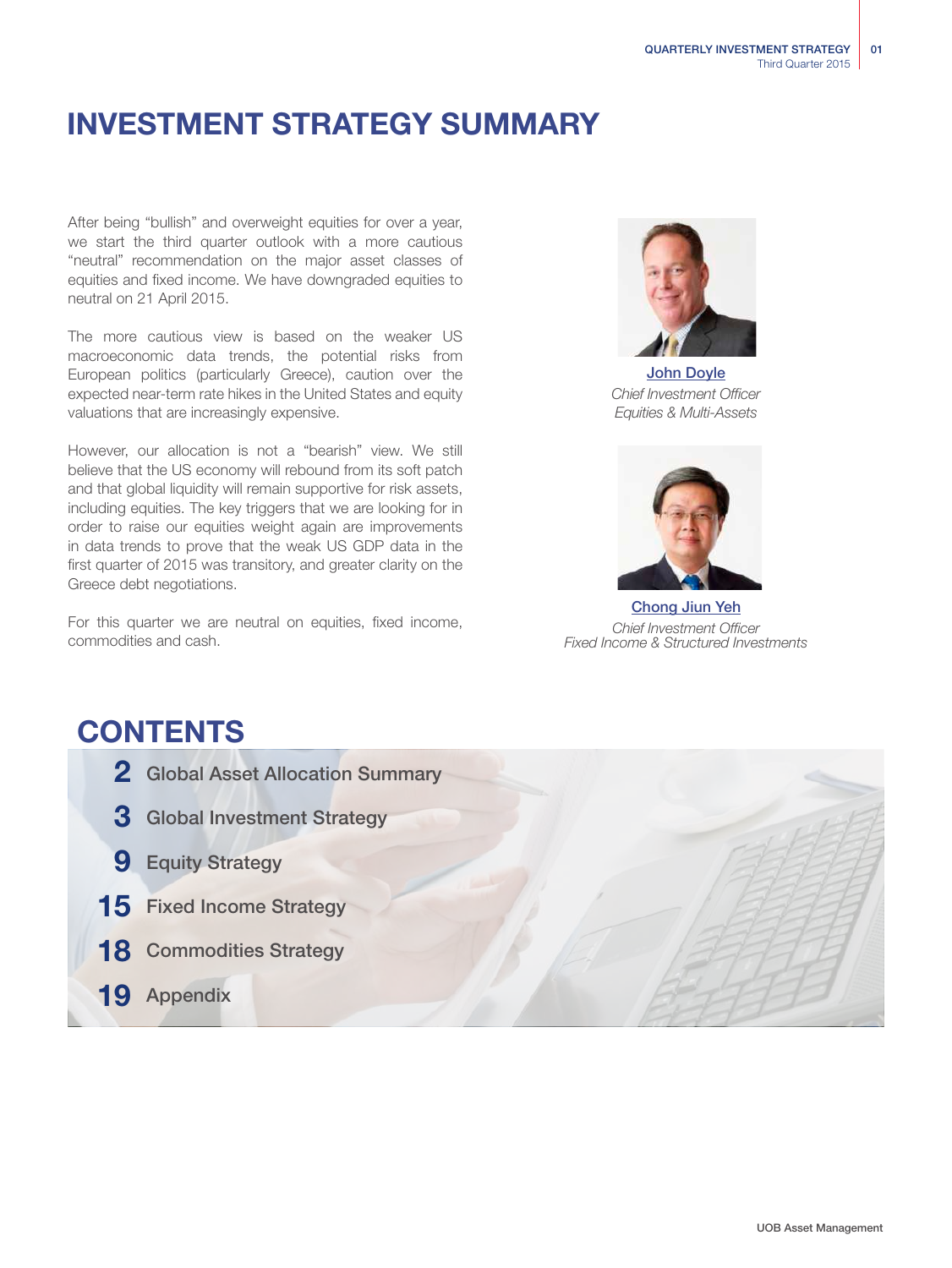# INVESTMENT STRATEGY SUMMARY

After being "bullish" and overweight equities for over a year, we start the third quarter outlook with a more cautious "neutral" recommendation on the major asset classes of equities and fixed income. We have downgraded equities to neutral on 21 April 2015.

The more cautious view is based on the weaker US macroeconomic data trends, the potential risks from European politics (particularly Greece), caution over the expected near-term rate hikes in the United States and equity valuations that are increasingly expensive.

However, our allocation is not a "bearish" view. We still believe that the US economy will rebound from its soft patch and that global liquidity will remain supportive for risk assets, including equities. The key triggers that we are looking for in order to raise our equities weight again are improvements in data trends to prove that the weak US GDP data in the first quarter of 2015 was transitory, and greater clarity on the Greece debt negotiations.

For this quarter we are neutral on equities, fixed income, commodities and cash.

**John Doyle**
*Chief Investment Officer*
*Equities & Multi-Assets*

**Chong Jiun Yeh**
*Chief Investment Officer*
*Fixed Income & Structured Investments*

## CONTENTS

- **2** Global Asset Allocation Summary
- **3** Global Investment Strategy
- **9** Equity Strategy
- **15** Fixed Income Strategy
- **18** Commodities Strategy
- **19** Appendix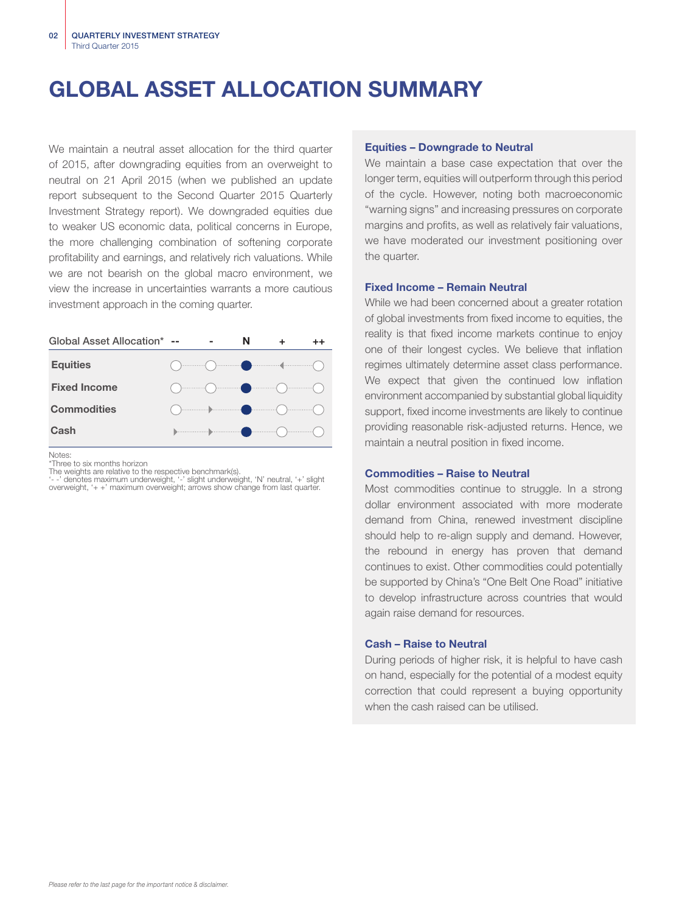# GLOBAL ASSET ALLOCATION SUMMARY

We maintain a neutral asset allocation for the third quarter of 2015, after downgrading equities from an overweight to neutral on 21 April 2015 (when we published an update report subsequent to the Second Quarter 2015 Quarterly Investment Strategy report). We downgraded equities due to weaker US economic data, political concerns in Europe, the more challenging combination of softening corporate profitability and earnings, and relatively rich valuations. While we are not bearish on the global macro environment, we view the increase in uncertainties warrants a more cautious investment approach in the coming quarter.

| Global Asset Allocation* | -- | - | N | + | ++ |
|---|---|---|---|---|---|
| Equities | ○ | ○ | ● | ◄ | ○ |
| Fixed Income | ○ | ○ | ● | ○ | ○ |
| Commodities | ○ | ► | ● | ○ | ○ |
| Cash | ► | ► | ● | ○ | ○ |

Notes:
*Three to six months horizon
The weights are relative to the respective benchmark(s).
'- -' denotes maximum underweight, '-' slight underweight, 'N' neutral, '+' slight overweight, '+ +' maximum overweight; arrows show change from last quarter.

### Equities – Downgrade to Neutral

We maintain a base case expectation that over the longer term, equities will outperform through this period of the cycle. However, noting both macroeconomic "warning signs" and increasing pressures on corporate margins and profits, as well as relatively fair valuations, we have moderated our investment positioning over the quarter.

### Fixed Income – Remain Neutral

While we had been concerned about a greater rotation of global investments from fixed income to equities, the reality is that fixed income markets continue to enjoy one of their longest cycles. We believe that inflation regimes ultimately determine asset class performance. We expect that given the continued low inflation environment accompanied by substantial global liquidity support, fixed income investments are likely to continue providing reasonable risk-adjusted returns. Hence, we maintain a neutral position in fixed income.

### Commodities – Raise to Neutral

Most commodities continue to struggle. In a strong dollar environment associated with more moderate demand from China, renewed investment discipline should help to re-align supply and demand. However, the rebound in energy has proven that demand continues to exist. Other commodities could potentially be supported by China's "One Belt One Road" initiative to develop infrastructure across countries that would again raise demand for resources.

### Cash – Raise to Neutral

During periods of higher risk, it is helpful to have cash on hand, especially for the potential of a modest equity correction that could represent a buying opportunity when the cash raised can be utilised.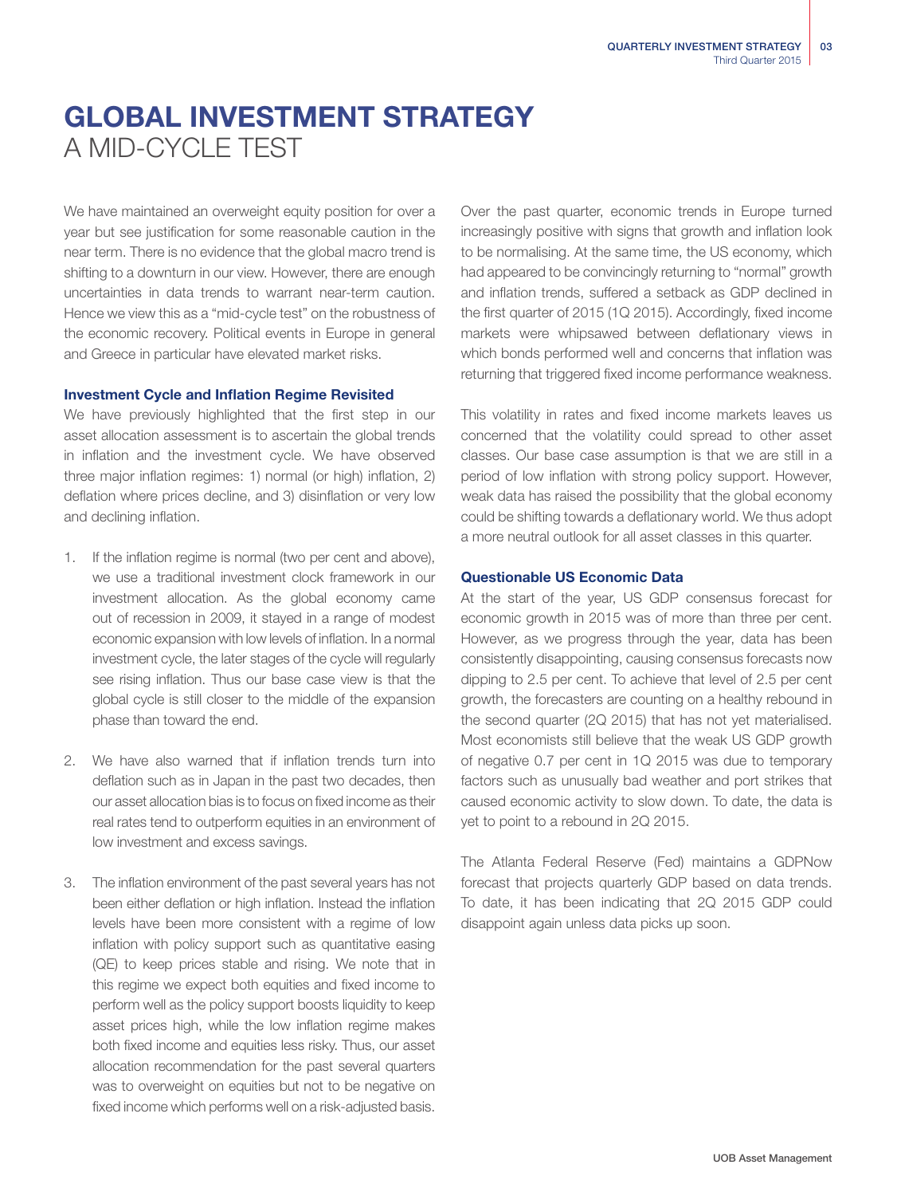# GLOBAL INVESTMENT STRATEGY
## A MID-CYCLE TEST

We have maintained an overweight equity position for over a year but see justification for some reasonable caution in the near term. There is no evidence that the global macro trend is shifting to a downturn in our view. However, there are enough uncertainties in data trends to warrant near-term caution. Hence we view this as a "mid-cycle test" on the robustness of the economic recovery. Political events in Europe in general and Greece in particular have elevated market risks.

### Investment Cycle and Inflation Regime Revisited

We have previously highlighted that the first step in our asset allocation assessment is to ascertain the global trends in inflation and the investment cycle. We have observed three major inflation regimes: 1) normal (or high) inflation, 2) deflation where prices decline, and 3) disinflation or very low and declining inflation.

1. If the inflation regime is normal (two per cent and above), we use a traditional investment clock framework in our investment allocation. As the global economy came out of recession in 2009, it stayed in a range of modest economic expansion with low levels of inflation. In a normal investment cycle, the later stages of the cycle will regularly see rising inflation. Thus our base case view is that the global cycle is still closer to the middle of the expansion phase than toward the end.

2. We have also warned that if inflation trends turn into deflation such as in Japan in the past two decades, then our asset allocation bias is to focus on fixed income as their real rates tend to outperform equities in an environment of low investment and excess savings.

3. The inflation environment of the past several years has not been either deflation or high inflation. Instead the inflation levels have been more consistent with a regime of low inflation with policy support such as quantitative easing (QE) to keep prices stable and rising. We note that in this regime we expect both equities and fixed income to perform well as the policy support boosts liquidity to keep asset prices high, while the low inflation regime makes both fixed income and equities less risky. Thus, our asset allocation recommendation for the past several quarters was to overweight on equities but not to be negative on fixed income which performs well on a risk-adjusted basis.

Over the past quarter, economic trends in Europe turned increasingly positive with signs that growth and inflation look to be normalising. At the same time, the US economy, which had appeared to be convincingly returning to "normal" growth and inflation trends, suffered a setback as GDP declined in the first quarter of 2015 (1Q 2015). Accordingly, fixed income markets were whipsawed between deflationary views in which bonds performed well and concerns that inflation was returning that triggered fixed income performance weakness.

This volatility in rates and fixed income markets leaves us concerned that the volatility could spread to other asset classes. Our base case assumption is that we are still in a period of low inflation with strong policy support. However, weak data has raised the possibility that the global economy could be shifting towards a deflationary world. We thus adopt a more neutral outlook for all asset classes in this quarter.

### Questionable US Economic Data

At the start of the year, US GDP consensus forecast for economic growth in 2015 was of more than three per cent. However, as we progress through the year, data has been consistently disappointing, causing consensus forecasts now dipping to 2.5 per cent. To achieve that level of 2.5 per cent growth, the forecasters are counting on a healthy rebound in the second quarter (2Q 2015) that has not yet materialised. Most economists still believe that the weak US GDP growth of negative 0.7 per cent in 1Q 2015 was due to temporary factors such as unusually bad weather and port strikes that caused economic activity to slow down. To date, the data is yet to point to a rebound in 2Q 2015.

The Atlanta Federal Reserve (Fed) maintains a GDPNow forecast that projects quarterly GDP based on data trends. To date, it has been indicating that 2Q 2015 GDP could disappoint again unless data picks up soon.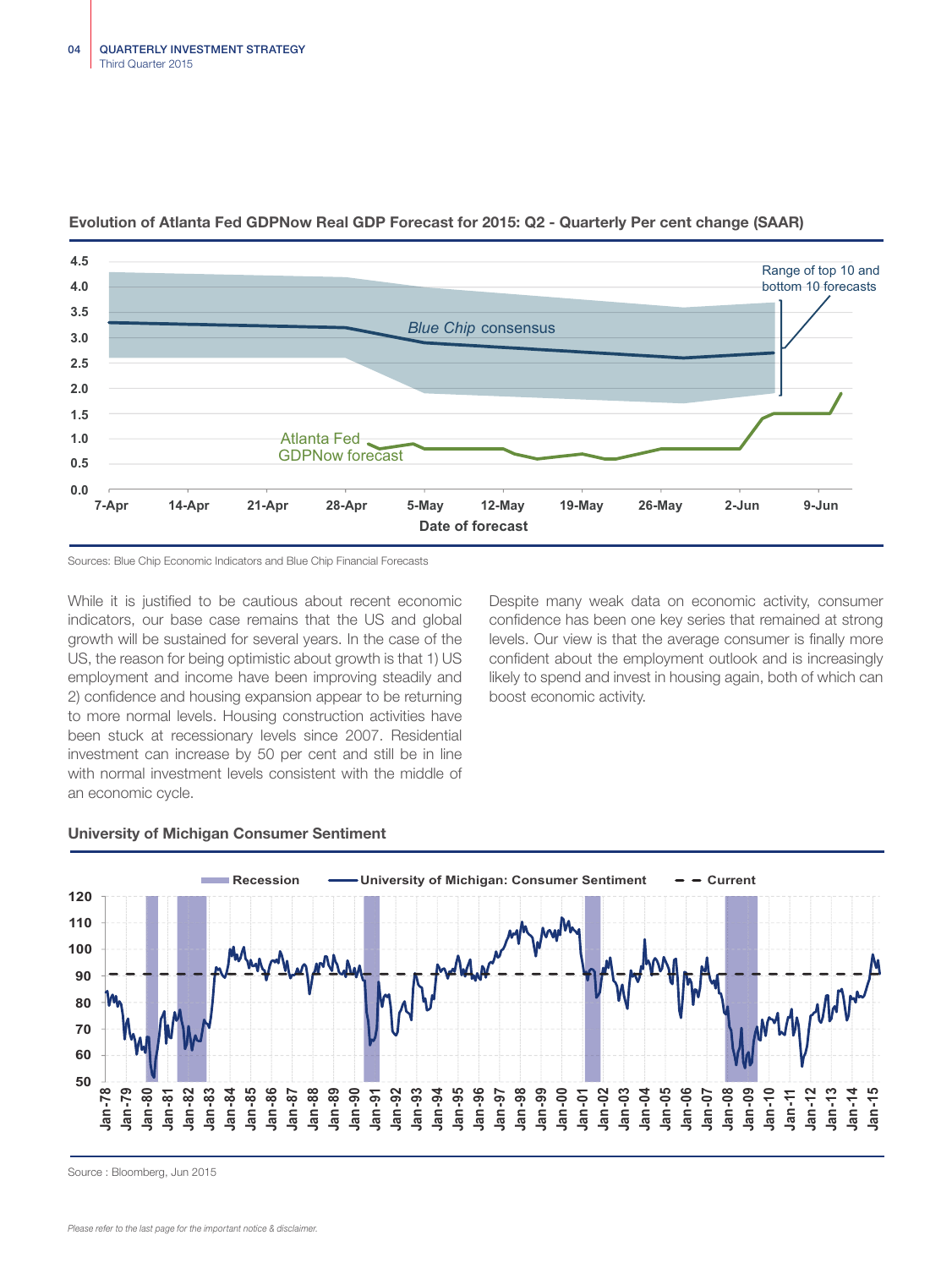**Evolution of Atlanta Fed GDPNow Real GDP Forecast for 2015: Q2 - Quarterly Per cent change (SAAR)**

Sources: Blue Chip Economic Indicators and Blue Chip Financial Forecasts

While it is justified to be cautious about recent economic indicators, our base case remains that the US and global growth will be sustained for several years. In the case of the US, the reason for being optimistic about growth is that 1) US employment and income have been improving steadily and 2) confidence and housing expansion appear to be returning to more normal levels. Housing construction activities have been stuck at recessionary levels since 2007. Residential investment can increase by 50 per cent and still be in line with normal investment levels consistent with the middle of an economic cycle.

Despite many weak data on economic activity, consumer confidence has been one key series that remained at strong levels. Our view is that the average consumer is finally more confident about the employment outlook and is increasingly likely to spend and invest in housing again, both of which can boost economic activity.

**University of Michigan Consumer Sentiment**

Source : Bloomberg, Jun 2015

*Please refer to the last page for the important notice & disclaimer.*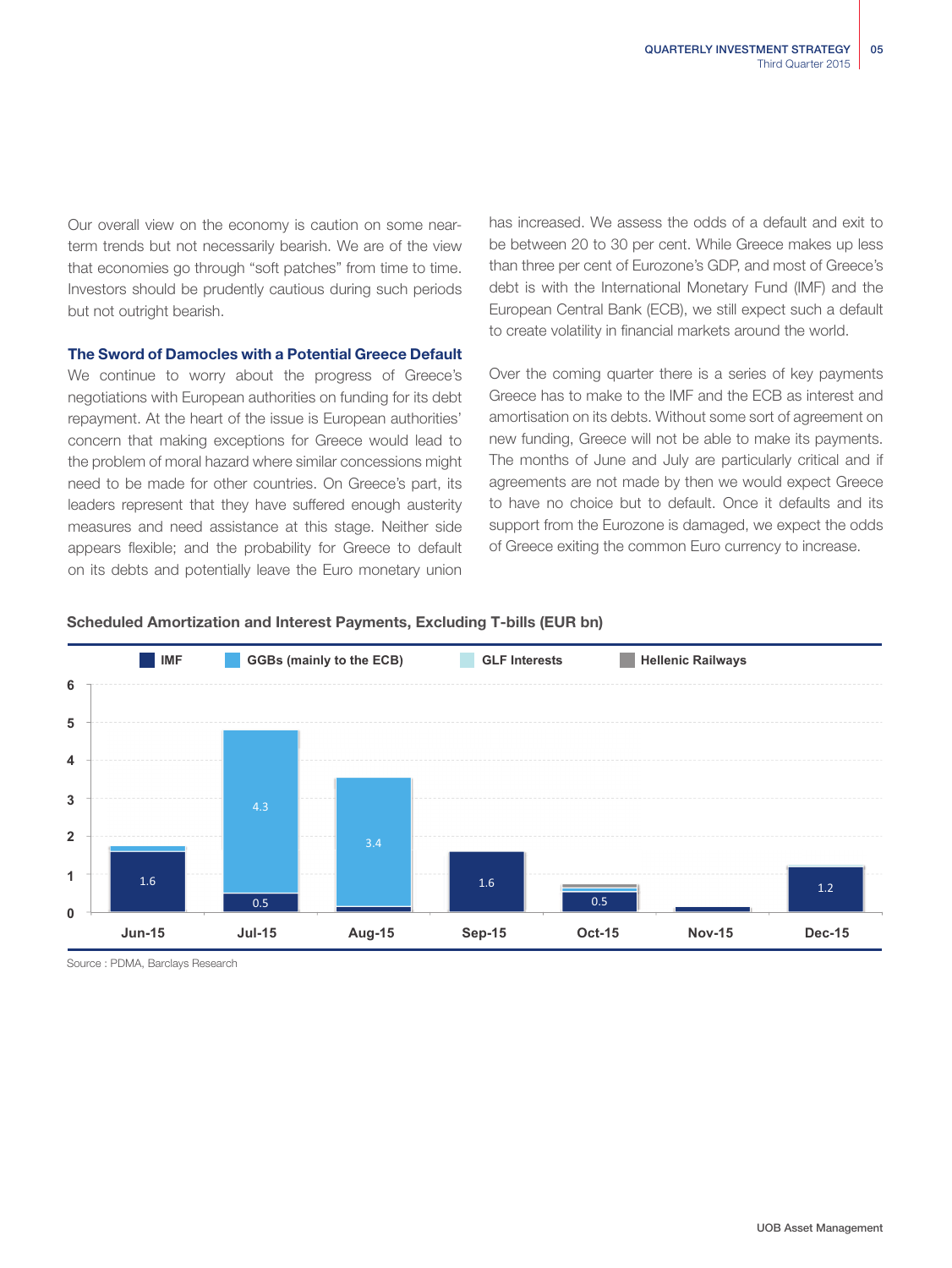Our overall view on the economy is caution on some near-term trends but not necessarily bearish. We are of the view that economies go through "soft patches" from time to time. Investors should be prudently cautious during such periods but not outright bearish.

### The Sword of Damocles with a Potential Greece Default

We continue to worry about the progress of Greece's negotiations with European authorities on funding for its debt repayment. At the heart of the issue is European authorities' concern that making exceptions for Greece would lead to the problem of moral hazard where similar concessions might need to be made for other countries. On Greece's part, its leaders represent that they have suffered enough austerity measures and need assistance at this stage. Neither side appears flexible; and the probability for Greece to default on its debts and potentially leave the Euro monetary union has increased. We assess the odds of a default and exit to be between 20 to 30 per cent. While Greece makes up less than three per cent of Eurozone's GDP, and most of Greece's debt is with the International Monetary Fund (IMF) and the European Central Bank (ECB), we still expect such a default to create volatility in financial markets around the world.

Over the coming quarter there is a series of key payments Greece has to make to the IMF and the ECB as interest and amortisation on its debts. Without some sort of agreement on new funding, Greece will not be able to make its payments. The months of June and July are particularly critical and if agreements are not made by then we would expect Greece to have no choice but to default. Once it defaults and its support from the Eurozone is damaged, we expect the odds of Greece exiting the common Euro currency to increase.

**Scheduled Amortization and Interest Payments, Excluding T-bills (EUR bn)**

| | IMF | GGBs (mainly to the ECB) |
|---|---|---|
| Jun-15 | 1.6 | |
| Jul-15 | 0.5 | 4.3 |
| Aug-15 | | 3.4 |
| Sep-15 | 1.6 | |
| Oct-15 | 0.5 | |
| Nov-15 | | |
| Dec-15 | 1.2 | |

Legend: IMF; GGBs (mainly to the ECB); GLF Interests; Hellenic Railways

Source : PDMA, Barclays Research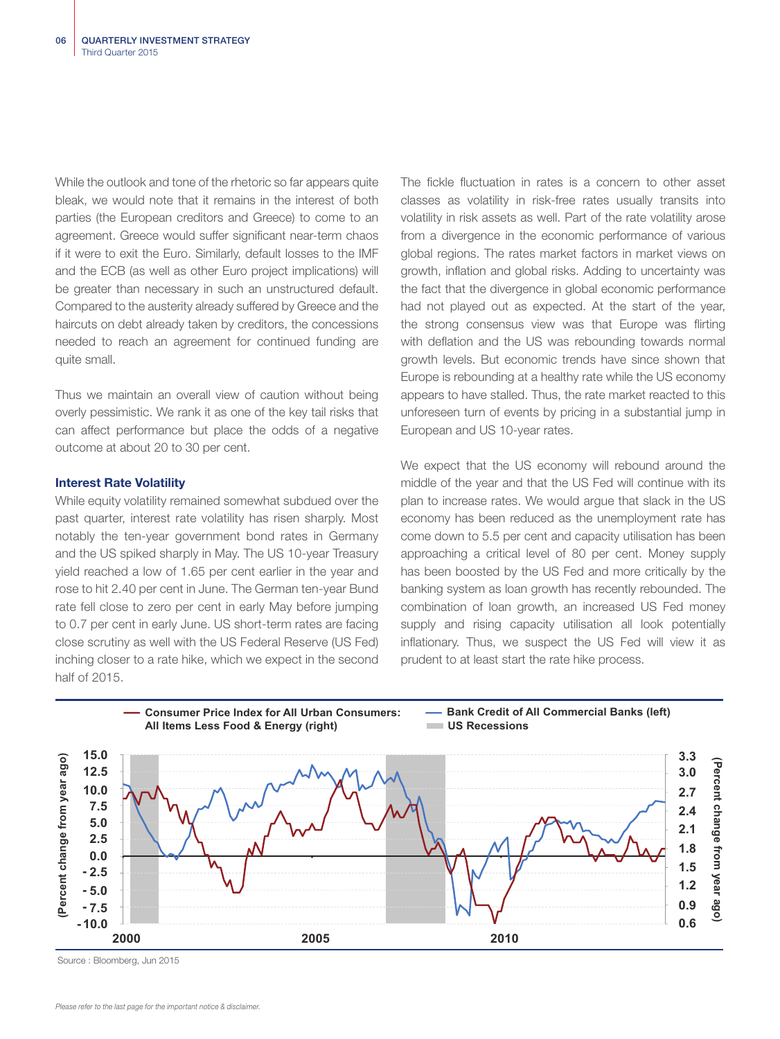While the outlook and tone of the rhetoric so far appears quite bleak, we would note that it remains in the interest of both parties (the European creditors and Greece) to come to an agreement. Greece would suffer significant near-term chaos if it were to exit the Euro. Similarly, default losses to the IMF and the ECB (as well as other Euro project implications) will be greater than necessary in such an unstructured default. Compared to the austerity already suffered by Greece and the haircuts on debt already taken by creditors, the concessions needed to reach an agreement for continued funding are quite small.

Thus we maintain an overall view of caution without being overly pessimistic. We rank it as one of the key tail risks that can affect performance but place the odds of a negative outcome at about 20 to 30 per cent.

### Interest Rate Volatility

While equity volatility remained somewhat subdued over the past quarter, interest rate volatility has risen sharply. Most notably the ten-year government bond rates in Germany and the US spiked sharply in May. The US 10-year Treasury yield reached a low of 1.65 per cent earlier in the year and rose to hit 2.40 per cent in June. The German ten-year Bund rate fell close to zero per cent in early May before jumping to 0.7 per cent in early June. US short-term rates are facing close scrutiny as well with the US Federal Reserve (US Fed) inching closer to a rate hike, which we expect in the second half of 2015.

The fickle fluctuation in rates is a concern to other asset classes as volatility in risk-free rates usually transits into volatility in risk assets as well. Part of the rate volatility arose from a divergence in the economic performance of various global regions. The rates market factors in market views on growth, inflation and global risks. Adding to uncertainty was the fact that the divergence in global economic performance had not played out as expected. At the start of the year, the strong consensus view was that Europe was flirting with deflation and the US was rebounding towards normal growth levels. But economic trends have since shown that Europe is rebounding at a healthy rate while the US economy appears to have stalled. Thus, the rate market reacted to this unforeseen turn of events by pricing in a substantial jump in European and US 10-year rates.

We expect that the US economy will rebound around the middle of the year and that the US Fed will continue with its plan to increase rates. We would argue that slack in the US economy has been reduced as the unemployment rate has come down to 5.5 per cent and capacity utilisation has been approaching a critical level of 80 per cent. Money supply has been boosted by the US Fed and more critically by the banking system as loan growth has recently rebounded. The combination of loan growth, an increased US Fed money supply and rising capacity utilisation all look potentially inflationary. Thus, we suspect the US Fed will view it as prudent to at least start the rate hike process.

Source : Bloomberg, Jun 2015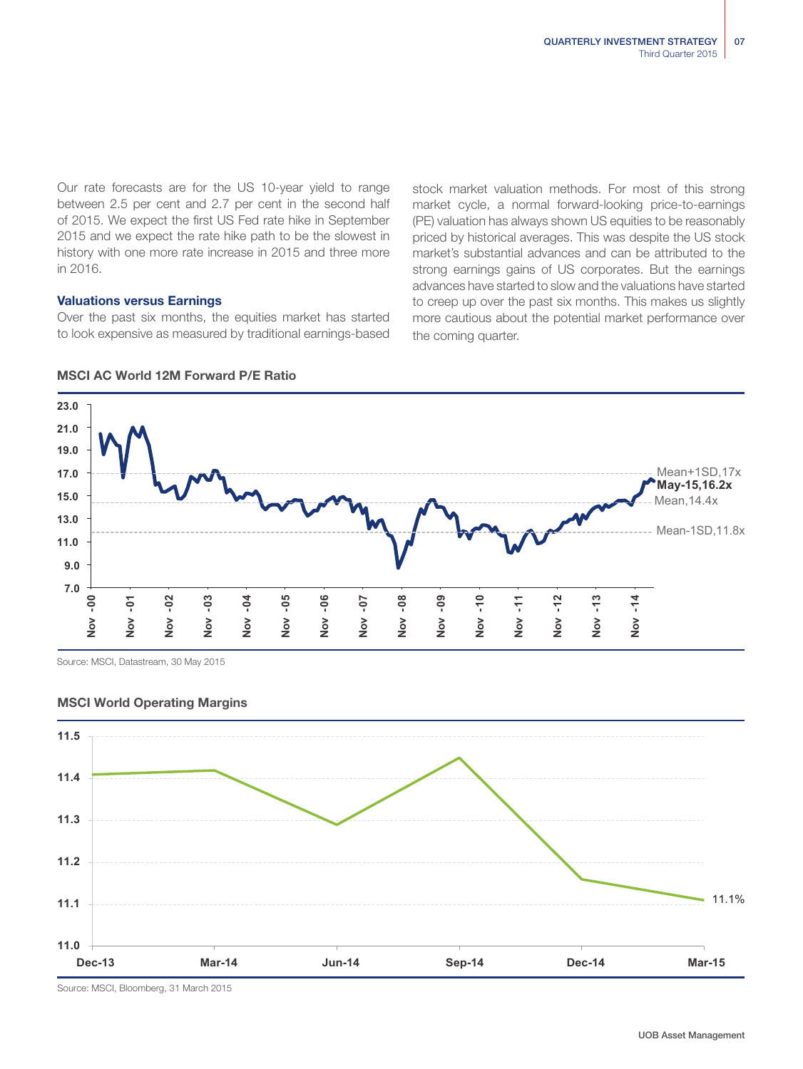Our rate forecasts are for the US 10-year yield to range between 2.5 per cent and 2.7 per cent in the second half of 2015. We expect the first US Fed rate hike in September 2015 and we expect the rate hike path to be the slowest in history with one more rate increase in 2015 and three more in 2016.

### Valuations versus Earnings

Over the past six months, the equities market has started to look expensive as measured by traditional earnings-based stock market valuation methods. For most of this strong market cycle, a normal forward-looking price-to-earnings (PE) valuation has always shown US equities to be reasonably priced by historical averages. This was despite the US stock market's substantial advances and can be attributed to the strong earnings gains of US corporates. But the earnings advances have started to slow and the valuations have started to creep up over the past six months. This makes us slightly more cautious about the potential market performance over the coming quarter.

**MSCI AC World 12M Forward P/E Ratio**

Mean+1SD,17x
**May-15,16.2x**
Mean,14.4x
Mean-1SD,11.8x

Source: MSCI, Datastream, 30 May 2015

**MSCI World Operating Margins**

11.1%

Source: MSCI, Bloomberg, 31 March 2015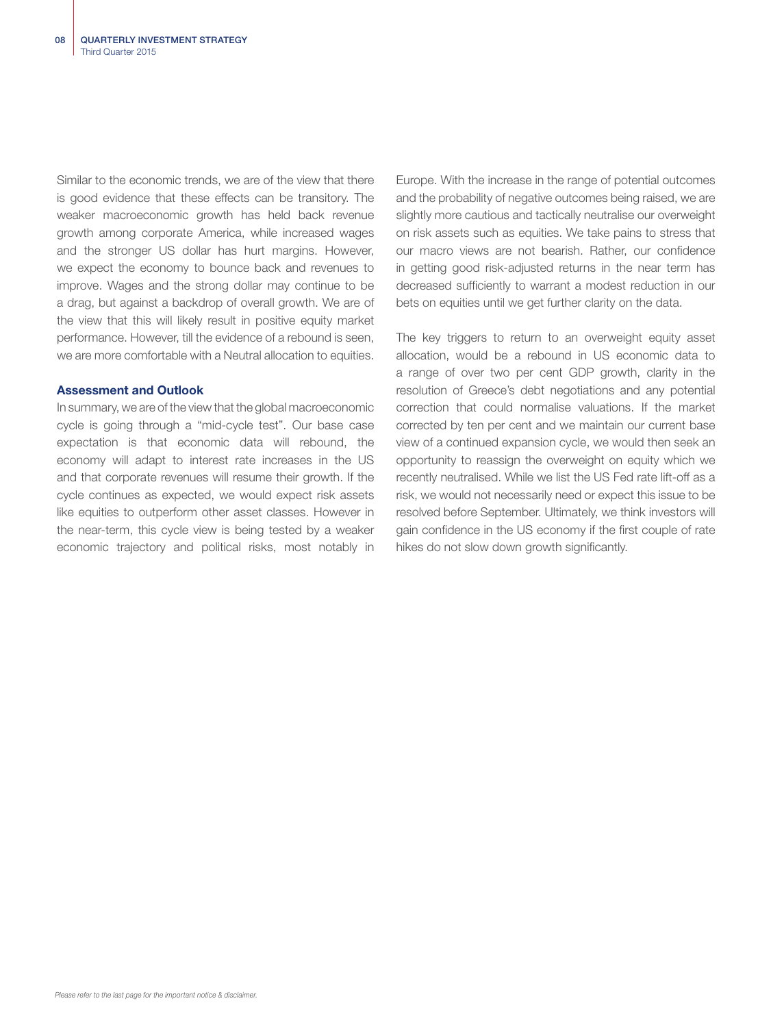Similar to the economic trends, we are of the view that there is good evidence that these effects can be transitory. The weaker macroeconomic growth has held back revenue growth among corporate America, while increased wages and the stronger US dollar has hurt margins. However, we expect the economy to bounce back and revenues to improve. Wages and the strong dollar may continue to be a drag, but against a backdrop of overall growth. We are of the view that this will likely result in positive equity market performance. However, till the evidence of a rebound is seen, we are more comfortable with a Neutral allocation to equities.

### Assessment and Outlook

In summary, we are of the view that the global macroeconomic cycle is going through a "mid-cycle test". Our base case expectation is that economic data will rebound, the economy will adapt to interest rate increases in the US and that corporate revenues will resume their growth. If the cycle continues as expected, we would expect risk assets like equities to outperform other asset classes. However in the near-term, this cycle view is being tested by a weaker economic trajectory and political risks, most notably in Europe. With the increase in the range of potential outcomes and the probability of negative outcomes being raised, we are slightly more cautious and tactically neutralise our overweight on risk assets such as equities. We take pains to stress that our macro views are not bearish. Rather, our confidence in getting good risk-adjusted returns in the near term has decreased sufficiently to warrant a modest reduction in our bets on equities until we get further clarity on the data.

The key triggers to return to an overweight equity asset allocation, would be a rebound in US economic data to a range of over two per cent GDP growth, clarity in the resolution of Greece's debt negotiations and any potential correction that could normalise valuations. If the market corrected by ten per cent and we maintain our current base view of a continued expansion cycle, we would then seek an opportunity to reassign the overweight on equity which we recently neutralised. While we list the US Fed rate lift-off as a risk, we would not necessarily need or expect this issue to be resolved before September. Ultimately, we think investors will gain confidence in the US economy if the first couple of rate hikes do not slow down growth significantly.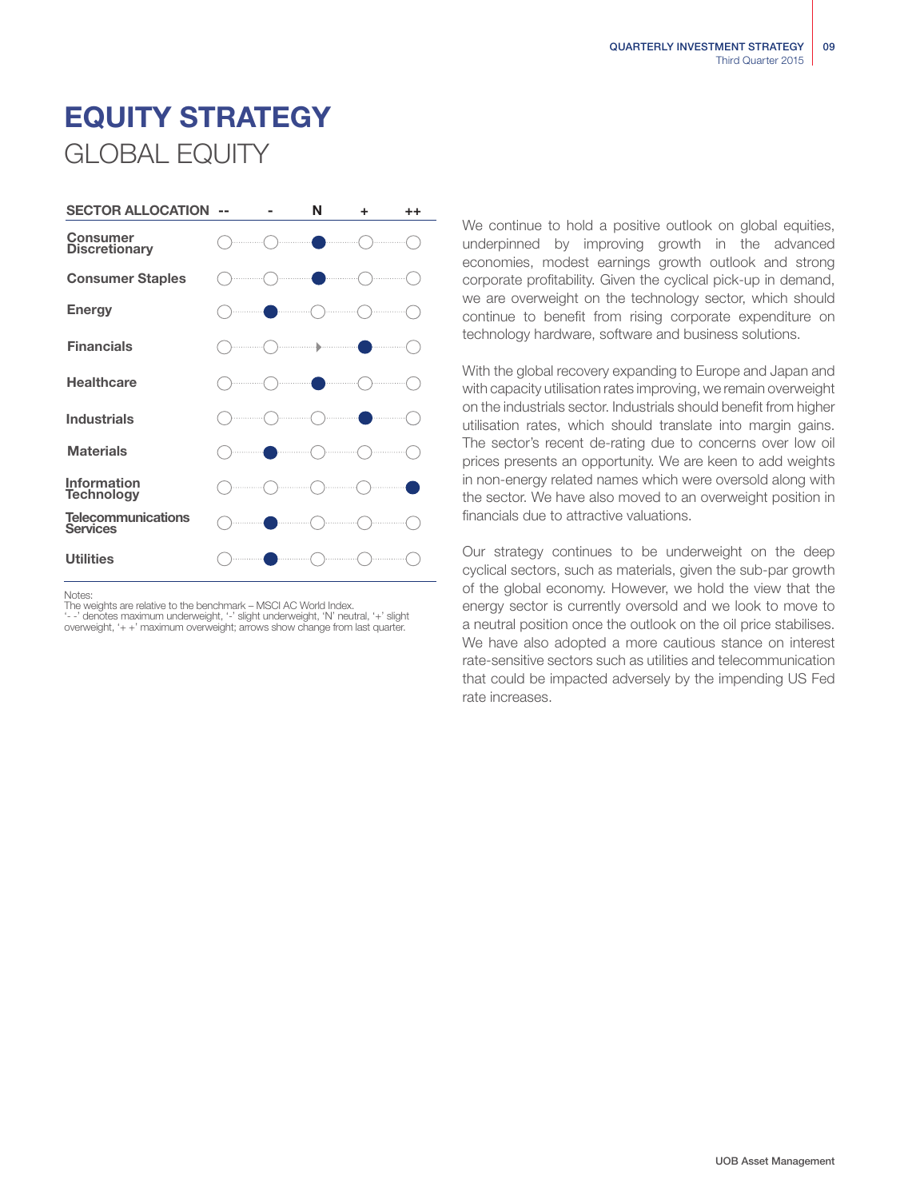# EQUITY STRATEGY
## GLOBAL EQUITY

| SECTOR ALLOCATION | -- | - | N | + | ++ |
|---|---|---|---|---|---|
| Consumer Discretionary | | | ● | | |
| Consumer Staples | | | ● | | |
| Energy | | ● | | | |
| Financials | | | ▸ | ● | |
| Healthcare | | | ● | | |
| Industrials | | | | ● | |
| Materials | | ● | | | |
| Information Technology | | | | | ● |
| Telecommunications Services | | ● | | | |
| Utilities | | ● | | | |

Notes:
The weights are relative to the benchmark – MSCI AC World Index.
'- -' denotes maximum underweight, '-' slight underweight, 'N' neutral, '+' slight overweight, '+ +' maximum overweight; arrows show change from last quarter.

We continue to hold a positive outlook on global equities, underpinned by improving growth in the advanced economies, modest earnings growth outlook and strong corporate profitability. Given the cyclical pick-up in demand, we are overweight on the technology sector, which should continue to benefit from rising corporate expenditure on technology hardware, software and business solutions.

With the global recovery expanding to Europe and Japan and with capacity utilisation rates improving, we remain overweight on the industrials sector. Industrials should benefit from higher utilisation rates, which should translate into margin gains. The sector's recent de-rating due to concerns over low oil prices presents an opportunity. We are keen to add weights in non-energy related names which were oversold along with the sector. We have also moved to an overweight position in financials due to attractive valuations.

Our strategy continues to be underweight on the deep cyclical sectors, such as materials, given the sub-par growth of the global economy. However, we hold the view that the energy sector is currently oversold and we look to move to a neutral position once the outlook on the oil price stabilises. We have also adopted a more cautious stance on interest rate-sensitive sectors such as utilities and telecommunication that could be impacted adversely by the impending US Fed rate increases.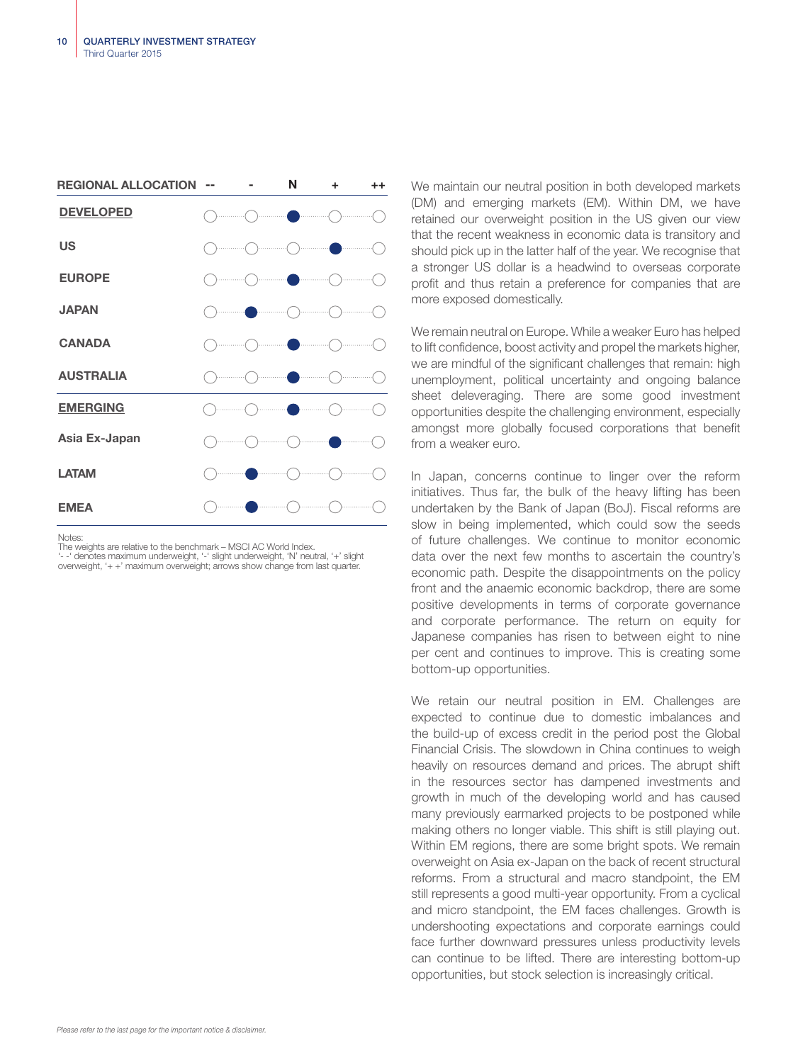| REGIONAL ALLOCATION | -- | - | N | + | ++ |
|---|---|---|---|---|---|
| **DEVELOPED** | | | ● | | |
| **US** | | | | ● | |
| **EUROPE** | | | ● | | |
| **JAPAN** | | ● | | | |
| **CANADA** | | | ● | | |
| **AUSTRALIA** | | | ● | | |
| **EMERGING** | | | ● | | |
| **Asia Ex-Japan** | | | | ● | |
| **LATAM** | | ● | | | |
| **EMEA** | | ● | | | |

Notes:
The weights are relative to the benchmark – MSCI AC World Index.
'- -' denotes maximum underweight, '-' slight underweight, 'N' neutral, '+' slight overweight, '+ +' maximum overweight; arrows show change from last quarter.

We maintain our neutral position in both developed markets (DM) and emerging markets (EM). Within DM, we have retained our overweight position in the US given our view that the recent weakness in economic data is transitory and should pick up in the latter half of the year. We recognise that a stronger US dollar is a headwind to overseas corporate profit and thus retain a preference for companies that are more exposed domestically.

We remain neutral on Europe. While a weaker Euro has helped to lift confidence, boost activity and propel the markets higher, we are mindful of the significant challenges that remain: high unemployment, political uncertainty and ongoing balance sheet deleveraging. There are some good investment opportunities despite the challenging environment, especially amongst more globally focused corporations that benefit from a weaker euro.

In Japan, concerns continue to linger over the reform initiatives. Thus far, the bulk of the heavy lifting has been undertaken by the Bank of Japan (BoJ). Fiscal reforms are slow in being implemented, which could sow the seeds of future challenges. We continue to monitor economic data over the next few months to ascertain the country's economic path. Despite the disappointments on the policy front and the anaemic economic backdrop, there are some positive developments in terms of corporate governance and corporate performance. The return on equity for Japanese companies has risen to between eight to nine per cent and continues to improve. This is creating some bottom-up opportunities.

We retain our neutral position in EM. Challenges are expected to continue due to domestic imbalances and the build-up of excess credit in the period post the Global Financial Crisis. The slowdown in China continues to weigh heavily on resources demand and prices. The abrupt shift in the resources sector has dampened investments and growth in much of the developing world and has caused many previously earmarked projects to be postponed while making others no longer viable. This shift is still playing out. Within EM regions, there are some bright spots. We remain overweight on Asia ex-Japan on the back of recent structural reforms. From a structural and macro standpoint, the EM still represents a good multi-year opportunity. From a cyclical and micro standpoint, the EM faces challenges. Growth is undershooting expectations and corporate earnings could face further downward pressures unless productivity levels can continue to be lifted. There are interesting bottom-up opportunities, but stock selection is increasingly critical.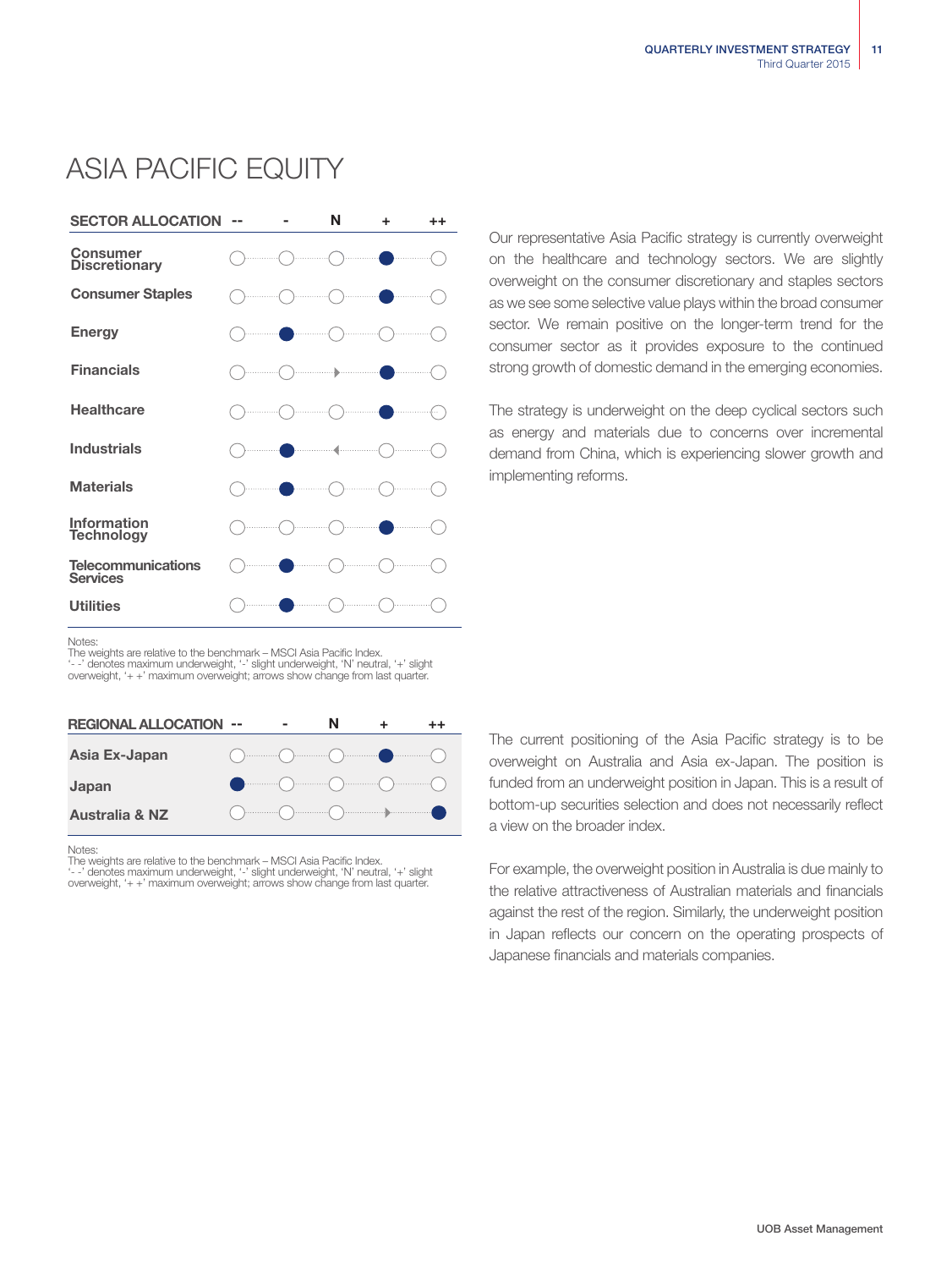# ASIA PACIFIC EQUITY

| SECTOR ALLOCATION | -- | - | N | + | ++ |
|---|---|---|---|---|---|
| Consumer Discretionary | | | | ● | |
| Consumer Staples | | | | ● | |
| Energy | | ● | | | |
| Financials | | | ► | ● | |
| Healthcare | | | | ● | |
| Industrials | | ● | ◄ | | |
| Materials | | ● | | | |
| Information Technology | | | | ● | |
| Telecommunications Services | | ● | | | |
| Utilities | | ● | | | |

Notes:
The weights are relative to the benchmark – MSCI Asia Pacific Index.
'- -' denotes maximum underweight, '-' slight underweight, 'N' neutral, '+' slight overweight, '+ +' maximum overweight; arrows show change from last quarter.

Our representative Asia Pacific strategy is currently overweight on the healthcare and technology sectors. We are slightly overweight on the consumer discretionary and staples sectors as we see some selective value plays within the broad consumer sector. We remain positive on the longer-term trend for the consumer sector as it provides exposure to the continued strong growth of domestic demand in the emerging economies.

The strategy is underweight on the deep cyclical sectors such as energy and materials due to concerns over incremental demand from China, which is experiencing slower growth and implementing reforms.

| REGIONAL ALLOCATION | -- | - | N | + | ++ |
|---|---|---|---|---|---|
| Asia Ex-Japan | | | | ● | |
| Japan | ● | | | | |
| Australia & NZ | | | | ► | ● |

Notes:
The weights are relative to the benchmark – MSCI Asia Pacific Index.
'- -' denotes maximum underweight, '-' slight underweight, 'N' neutral, '+' slight overweight, '+ +' maximum overweight; arrows show change from last quarter.

The current positioning of the Asia Pacific strategy is to be overweight on Australia and Asia ex-Japan. The position is funded from an underweight position in Japan. This is a result of bottom-up securities selection and does not necessarily reflect a view on the broader index.

For example, the overweight position in Australia is due mainly to the relative attractiveness of Australian materials and financials against the rest of the region. Similarly, the underweight position in Japan reflects our concern on the operating prospects of Japanese financials and materials companies.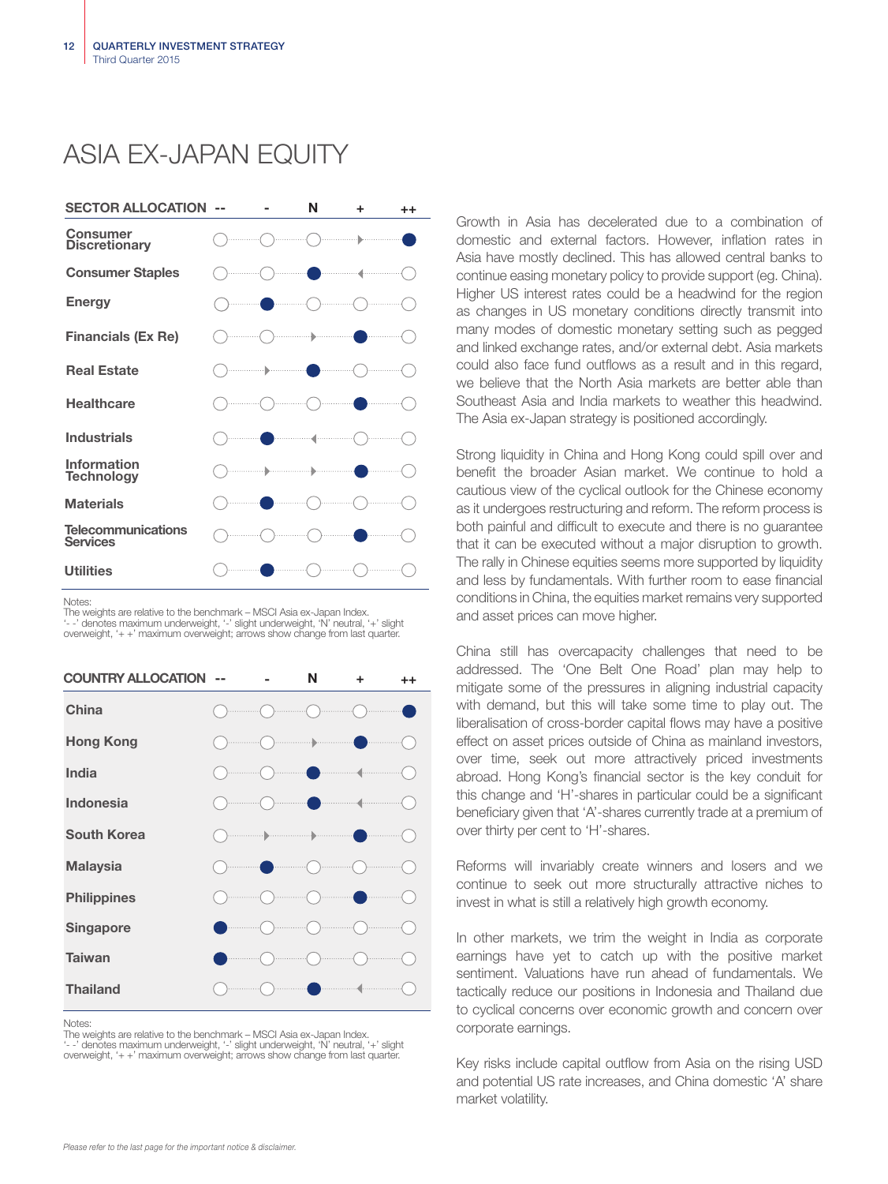# ASIA EX-JAPAN EQUITY

| SECTOR ALLOCATION | -- | - | N | + | ++ |
|---|---|---|---|---|---|
| Consumer Discretionary | ○ | ○ | ○ | ▸ | ● |
| Consumer Staples | ○ | ○ | ● | ◂ | ○ |
| Energy | ○ | ● | ○ | ○ | ○ |
| Financials (Ex Re) | ○ | ○ | ▸ | ● | ○ |
| Real Estate | ○ | ▸ | ● | ○ | ○ |
| Healthcare | ○ | ○ | ○ | ● | ○ |
| Industrials | ○ | ● | ◂ | ○ | ○ |
| Information Technology | ○ | ▸ | ▸ | ● | ○ |
| Materials | ○ | ● | ○ | ○ | ○ |
| Telecommunications Services | ○ | ○ | ○ | ● | ○ |
| Utilities | ○ | ● | ○ | ○ | ○ |

Notes:
The weights are relative to the benchmark – MSCI Asia ex-Japan Index.
'- -' denotes maximum underweight, '-' slight underweight, 'N' neutral, '+' slight overweight, '+ +' maximum overweight; arrows show change from last quarter.

| COUNTRY ALLOCATION | -- | - | N | + | ++ |
|---|---|---|---|---|---|
| China | ○ | ○ | ○ | ○ | ● |
| Hong Kong | ○ | ○ | ▸ | ● | ○ |
| India | ○ | ○ | ● | ◂ | ○ |
| Indonesia | ○ | ○ | ● | ◂ | ○ |
| South Korea | ○ | ▸ | ▸ | ● | ○ |
| Malaysia | ○ | ● | ○ | ○ | ○ |
| Philippines | ○ | ○ | ○ | ● | ○ |
| Singapore | ● | ○ | ○ | ○ | ○ |
| Taiwan | ● | ○ | ○ | ○ | ○ |
| Thailand | ○ | ○ | ● | ◂ | ○ |

Notes:
The weights are relative to the benchmark – MSCI Asia ex-Japan Index.
'- -' denotes maximum underweight, '-' slight underweight, 'N' neutral, '+' slight overweight, '+ +' maximum overweight; arrows show change from last quarter.

Growth in Asia has decelerated due to a combination of domestic and external factors. However, inflation rates in Asia have mostly declined. This has allowed central banks to continue easing monetary policy to provide support (eg. China). Higher US interest rates could be a headwind for the region as changes in US monetary conditions directly transmit into many modes of domestic monetary setting such as pegged and linked exchange rates, and/or external debt. Asia markets could also face fund outflows as a result and in this regard, we believe that the North Asia markets are better able than Southeast Asia and India markets to weather this headwind. The Asia ex-Japan strategy is positioned accordingly.

Strong liquidity in China and Hong Kong could spill over and benefit the broader Asian market. We continue to hold a cautious view of the cyclical outlook for the Chinese economy as it undergoes restructuring and reform. The reform process is both painful and difficult to execute and there is no guarantee that it can be executed without a major disruption to growth. The rally in Chinese equities seems more supported by liquidity and less by fundamentals. With further room to ease financial conditions in China, the equities market remains very supported and asset prices can move higher.

China still has overcapacity challenges that need to be addressed. The 'One Belt One Road' plan may help to mitigate some of the pressures in aligning industrial capacity with demand, but this will take some time to play out. The liberalisation of cross-border capital flows may have a positive effect on asset prices outside of China as mainland investors, over time, seek out more attractively priced investments abroad. Hong Kong's financial sector is the key conduit for this change and 'H'-shares in particular could be a significant beneficiary given that 'A'-shares currently trade at a premium of over thirty per cent to 'H'-shares.

Reforms will invariably create winners and losers and we continue to seek out more structurally attractive niches to invest in what is still a relatively high growth economy.

In other markets, we trim the weight in India as corporate earnings have yet to catch up with the positive market sentiment. Valuations have run ahead of fundamentals. We tactically reduce our positions in Indonesia and Thailand due to cyclical concerns over economic growth and concern over corporate earnings.

Key risks include capital outflow from Asia on the rising USD and potential US rate increases, and China domestic 'A' share market volatility.

*Please refer to the last page for the important notice & disclaimer.*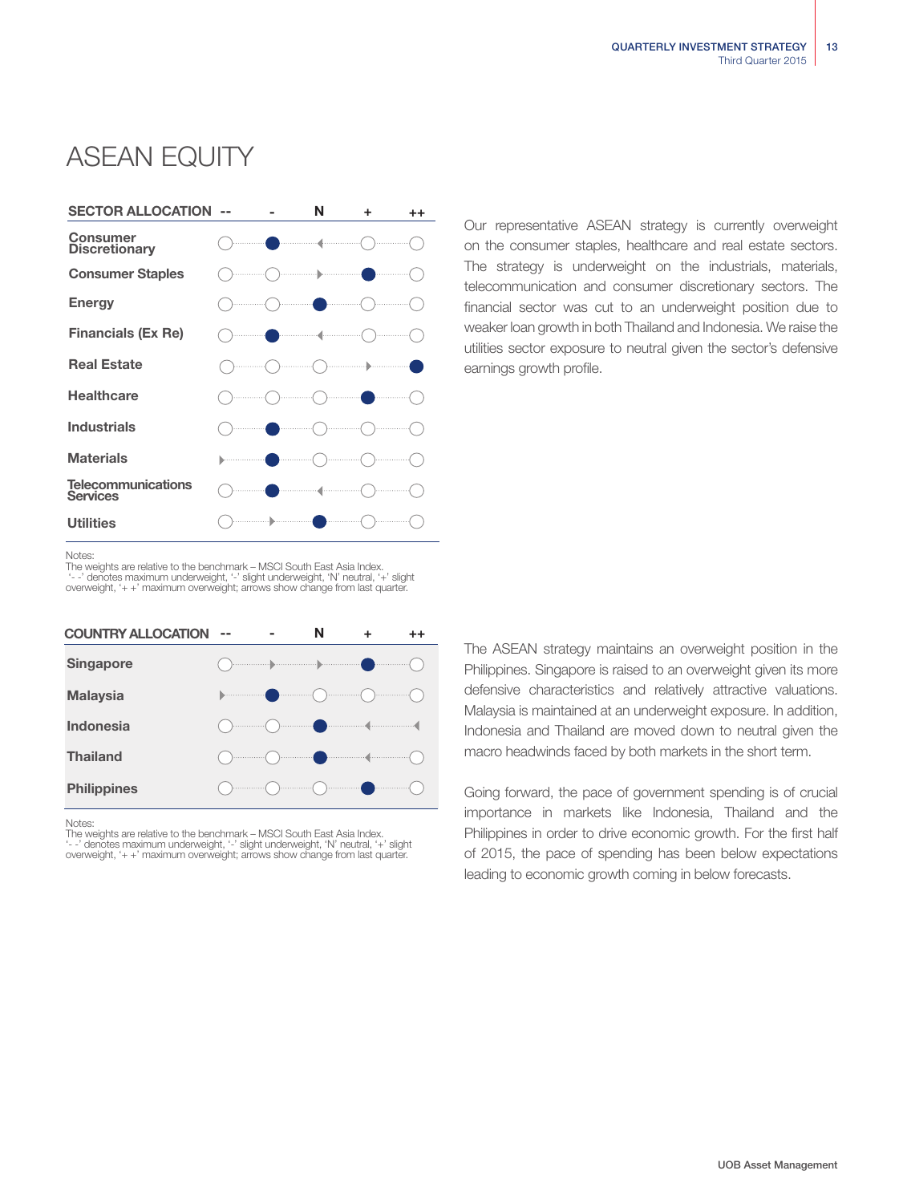# ASEAN EQUITY

| SECTOR ALLOCATION | -- | - | N | + | ++ |
|---|---|---|---|---|---|
| Consumer Discretionary | | ● | ◄ | | |
| Consumer Staples | | | ► | ● | |
| Energy | | | ● | | |
| Financials (Ex Re) | | ● | ◄ | | |
| Real Estate | | | | ► | ● |
| Healthcare | | | | ● | |
| Industrials | | ● | | | |
| Materials | ► | ● | | | |
| Telecommunications Services | | ● | ◄ | | |
| Utilities | | ► | ● | | |

Notes:
The weights are relative to the benchmark – MSCI South East Asia Index.
'- -' denotes maximum underweight, '-' slight underweight, 'N' neutral, '+' slight overweight, '+ +' maximum overweight; arrows show change from last quarter.

Our representative ASEAN strategy is currently overweight on the consumer staples, healthcare and real estate sectors. The strategy is underweight on the industrials, materials, telecommunication and consumer discretionary sectors. The financial sector was cut to an underweight position due to weaker loan growth in both Thailand and Indonesia. We raise the utilities sector exposure to neutral given the sector's defensive earnings growth profile.

| COUNTRY ALLOCATION | -- | - | N | + | ++ |
|---|---|---|---|---|---|
| Singapore | | ► | ► | ● | |
| Malaysia | ► | ● | | | |
| Indonesia | | | ● | ◄ | ◄ |
| Thailand | | | ● | ◄ | |
| Philippines | | | | ● | |

Notes:
The weights are relative to the benchmark – MSCI South East Asia Index.
'- -' denotes maximum underweight, '-' slight underweight, 'N' neutral, '+' slight overweight, '+ +' maximum overweight; arrows show change from last quarter.

The ASEAN strategy maintains an overweight position in the Philippines. Singapore is raised to an overweight given its more defensive characteristics and relatively attractive valuations. Malaysia is maintained at an underweight exposure. In addition, Indonesia and Thailand are moved down to neutral given the macro headwinds faced by both markets in the short term.

Going forward, the pace of government spending is of crucial importance in markets like Indonesia, Thailand and the Philippines in order to drive economic growth. For the first half of 2015, the pace of spending has been below expectations leading to economic growth coming in below forecasts.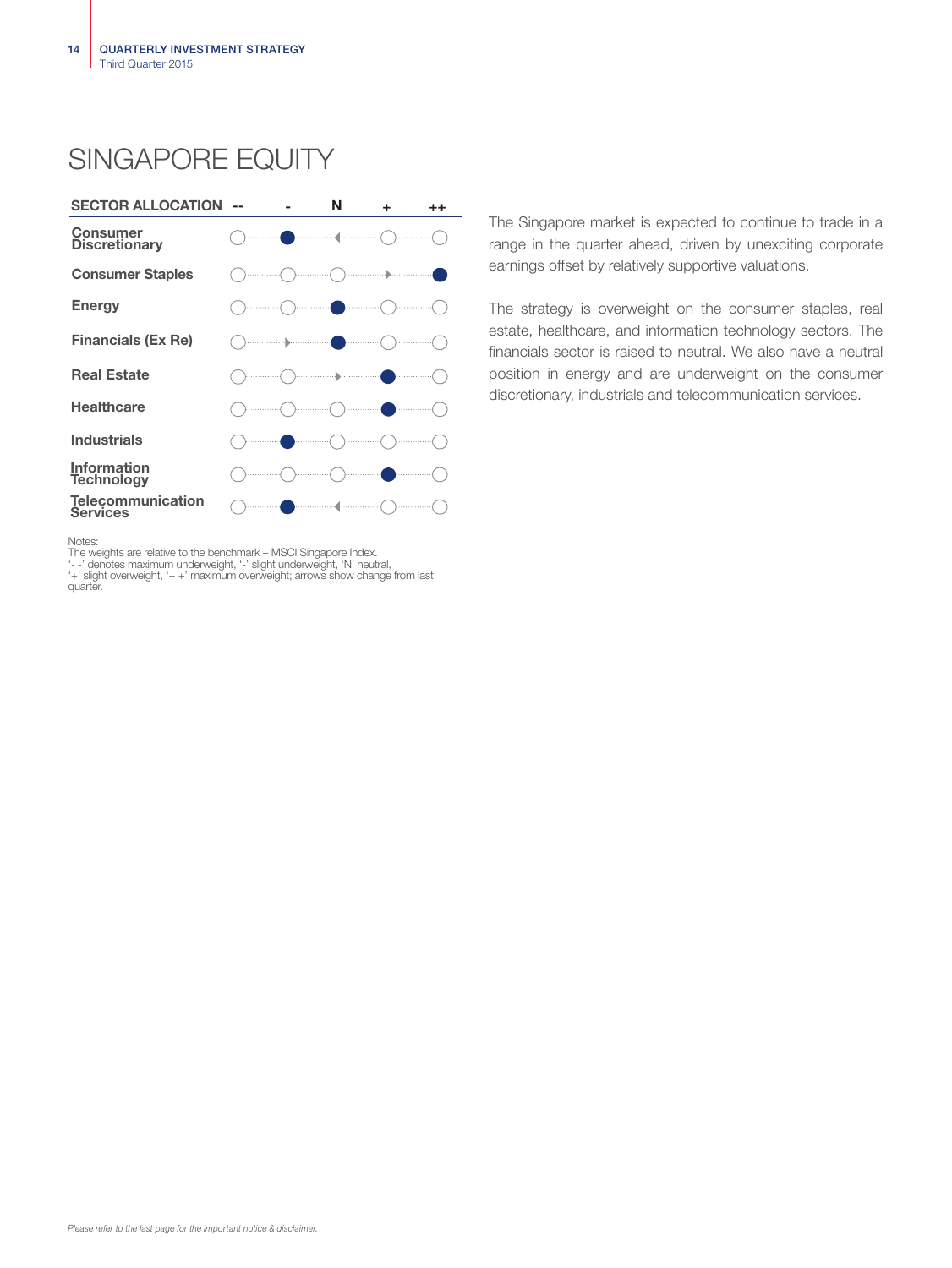# SINGAPORE EQUITY

| SECTOR ALLOCATION | -- | - | N | + | ++ |
|---|---|---|---|---|---|
| Consumer Discretionary | | ● | ◄ | | |
| Consumer Staples | | | | ► | ● |
| Energy | | | ● | | |
| Financials (Ex Re) | | ► | ● | | |
| Real Estate | | | ► | ● | |
| Healthcare | | | | ● | |
| Industrials | | ● | | | |
| Information Technology | | | | ● | |
| Telecommunication Services | | ● | ◄ | | |

Notes:
The weights are relative to the benchmark – MSCI Singapore Index.
'- -' denotes maximum underweight, '-' slight underweight, 'N' neutral,
'+' slight overweight, '+ +' maximum overweight; arrows show change from last quarter.

The Singapore market is expected to continue to trade in a range in the quarter ahead, driven by unexciting corporate earnings offset by relatively supportive valuations.

The strategy is overweight on the consumer staples, real estate, healthcare, and information technology sectors. The financials sector is raised to neutral. We also have a neutral position in energy and are underweight on the consumer discretionary, industrials and telecommunication services.

*Please refer to the last page for the important notice & disclaimer.*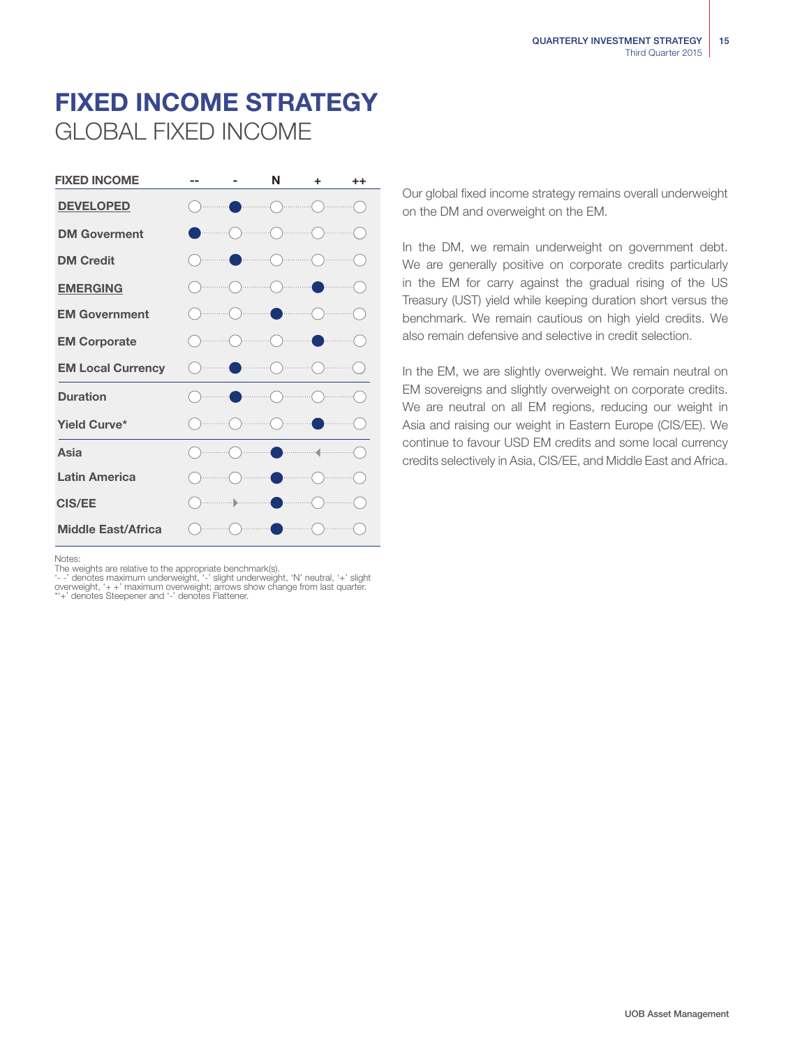# FIXED INCOME STRATEGY
## GLOBAL FIXED INCOME

| FIXED INCOME | -- | - | N | + | ++ |
|---|---|---|---|---|---|
| **DEVELOPED** | ○ | ● | ○ | ○ | ○ |
| DM Goverment | ● | ○ | ○ | ○ | ○ |
| DM Credit | ○ | ● | ○ | ○ | ○ |
| **EMERGING** | ○ | ○ | ○ | ● | ○ |
| EM Government | ○ | ○ | ● | ○ | ○ |
| EM Corporate | ○ | ○ | ○ | ● | ○ |
| EM Local Currency | ○ | ● | ○ | ○ | ○ |
| Duration | ○ | ● | ○ | ○ | ○ |
| Yield Curve* | ○ | ○ | ○ | ● | ○ |
| Asia | ○ | ○ | ● | ◄ | ○ |
| Latin America | ○ | ○ | ● | ○ | ○ |
| CIS/EE | ○ | ► | ● | ○ | ○ |
| Middle East/Africa | ○ | ○ | ● | ○ | ○ |

Notes:
The weights are relative to the appropriate benchmark(s).
'- -' denotes maximum underweight, '-' slight underweight, 'N' neutral, '+' slight overweight, '+ +' maximum overweight; arrows show change from last quarter.
*'+' denotes Steepener and '-' denotes Flattener.

Our global fixed income strategy remains overall underweight on the DM and overweight on the EM.

In the DM, we remain underweight on government debt. We are generally positive on corporate credits particularly in the EM for carry against the gradual rising of the US Treasury (UST) yield while keeping duration short versus the benchmark. We remain cautious on high yield credits. We also remain defensive and selective in credit selection.

In the EM, we are slightly overweight. We remain neutral on EM sovereigns and slightly overweight on corporate credits. We are neutral on all EM regions, reducing our weight in Asia and raising our weight in Eastern Europe (CIS/EE). We continue to favour USD EM credits and some local currency credits selectively in Asia, CIS/EE, and Middle East and Africa.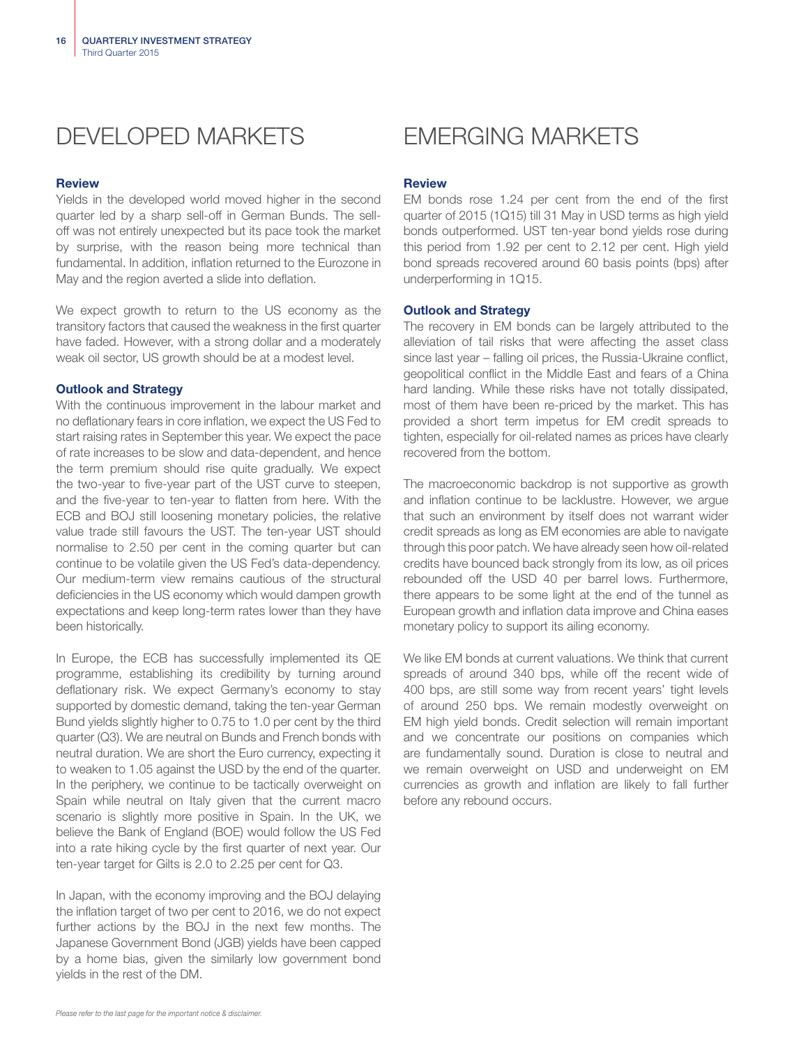# DEVELOPED MARKETS

### Review

Yields in the developed world moved higher in the second quarter led by a sharp sell-off in German Bunds. The sell-off was not entirely unexpected but its pace took the market by surprise, with the reason being more technical than fundamental. In addition, inflation returned to the Eurozone in May and the region averted a slide into deflation.

We expect growth to return to the US economy as the transitory factors that caused the weakness in the first quarter have faded. However, with a strong dollar and a moderately weak oil sector, US growth should be at a modest level.

### Outlook and Strategy

With the continuous improvement in the labour market and no deflationary fears in core inflation, we expect the US Fed to start raising rates in September this year. We expect the pace of rate increases to be slow and data-dependent, and hence the term premium should rise quite gradually. We expect the two-year to five-year part of the UST curve to steepen, and the five-year to ten-year to flatten from here. With the ECB and BOJ still loosening monetary policies, the relative value trade still favours the UST. The ten-year UST should normalise to 2.50 per cent in the coming quarter but can continue to be volatile given the US Fed's data-dependency. Our medium-term view remains cautious of the structural deficiencies in the US economy which would dampen growth expectations and keep long-term rates lower than they have been historically.

In Europe, the ECB has successfully implemented its QE programme, establishing its credibility by turning around deflationary risk. We expect Germany's economy to stay supported by domestic demand, taking the ten-year German Bund yields slightly higher to 0.75 to 1.0 per cent by the third quarter (Q3). We are neutral on Bunds and French bonds with neutral duration. We are short the Euro currency, expecting it to weaken to 1.05 against the USD by the end of the quarter. In the periphery, we continue to be tactically overweight on Spain while neutral on Italy given that the current macro scenario is slightly more positive in Spain. In the UK, we believe the Bank of England (BOE) would follow the US Fed into a rate hiking cycle by the first quarter of next year. Our ten-year target for Gilts is 2.0 to 2.25 per cent for Q3.

In Japan, with the economy improving and the BOJ delaying the inflation target of two per cent to 2016, we do not expect further actions by the BOJ in the next few months. The Japanese Government Bond (JGB) yields have been capped by a home bias, given the similarly low government bond yields in the rest of the DM.

# EMERGING MARKETS

### Review

EM bonds rose 1.24 per cent from the end of the first quarter of 2015 (1Q15) till 31 May in USD terms as high yield bonds outperformed. UST ten-year bond yields rose during this period from 1.92 per cent to 2.12 per cent. High yield bond spreads recovered around 60 basis points (bps) after underperforming in 1Q15.

### Outlook and Strategy

The recovery in EM bonds can be largely attributed to the alleviation of tail risks that were affecting the asset class since last year – falling oil prices, the Russia-Ukraine conflict, geopolitical conflict in the Middle East and fears of a China hard landing. While these risks have not totally dissipated, most of them have been re-priced by the market. This has provided a short term impetus for EM credit spreads to tighten, especially for oil-related names as prices have clearly recovered from the bottom.

The macroeconomic backdrop is not supportive as growth and inflation continue to be lacklustre. However, we argue that such an environment by itself does not warrant wider credit spreads as long as EM economies are able to navigate through this poor patch. We have already seen how oil-related credits have bounced back strongly from its low, as oil prices rebounded off the USD 40 per barrel lows. Furthermore, there appears to be some light at the end of the tunnel as European growth and inflation data improve and China eases monetary policy to support its ailing economy.

We like EM bonds at current valuations. We think that current spreads of around 340 bps, while off the recent wide of 400 bps, are still some way from recent years' tight levels of around 250 bps. We remain modestly overweight on EM high yield bonds. Credit selection will remain important and we concentrate our positions on companies which are fundamentally sound. Duration is close to neutral and we remain overweight on USD and underweight on EM currencies as growth and inflation are likely to fall further before any rebound occurs.

*Please refer to the last page for the important notice & disclaimer.*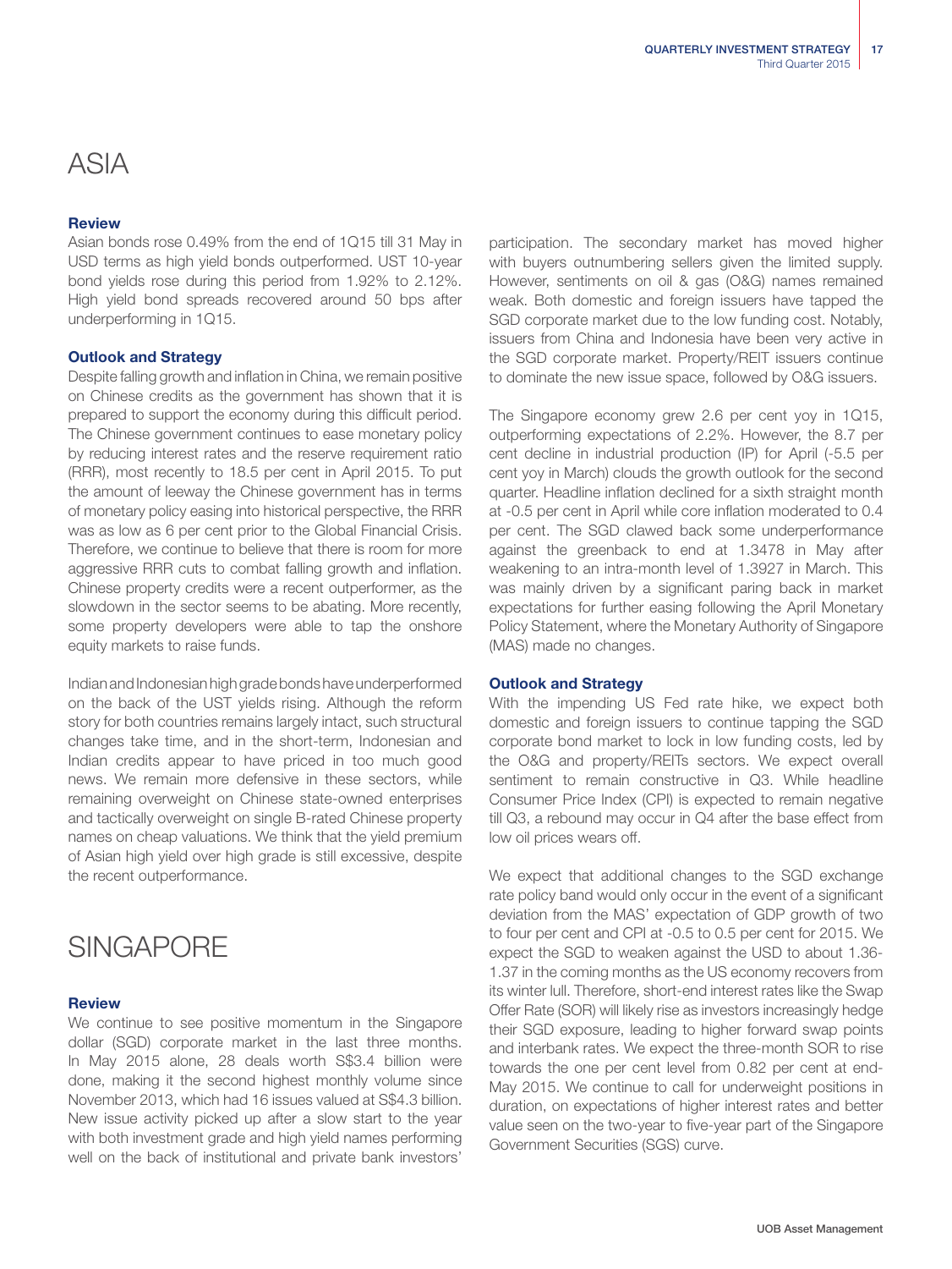# ASIA

### Review

Asian bonds rose 0.49% from the end of 1Q15 till 31 May in USD terms as high yield bonds outperformed. UST 10-year bond yields rose during this period from 1.92% to 2.12%. High yield bond spreads recovered around 50 bps after underperforming in 1Q15.

### Outlook and Strategy

Despite falling growth and inflation in China, we remain positive on Chinese credits as the government has shown that it is prepared to support the economy during this difficult period. The Chinese government continues to ease monetary policy by reducing interest rates and the reserve requirement ratio (RRR), most recently to 18.5 per cent in April 2015. To put the amount of leeway the Chinese government has in terms of monetary policy easing into historical perspective, the RRR was as low as 6 per cent prior to the Global Financial Crisis. Therefore, we continue to believe that there is room for more aggressive RRR cuts to combat falling growth and inflation. Chinese property credits were a recent outperformer, as the slowdown in the sector seems to be abating. More recently, some property developers were able to tap the onshore equity markets to raise funds.

Indian and Indonesian high grade bonds have underperformed on the back of the UST yields rising. Although the reform story for both countries remains largely intact, such structural changes take time, and in the short-term, Indonesian and Indian credits appear to have priced in too much good news. We remain more defensive in these sectors, while remaining overweight on Chinese state-owned enterprises and tactically overweight on single B-rated Chinese property names on cheap valuations. We think that the yield premium of Asian high yield over high grade is still excessive, despite the recent outperformance.

# SINGAPORE

### Review

We continue to see positive momentum in the Singapore dollar (SGD) corporate market in the last three months. In May 2015 alone, 28 deals worth S$3.4 billion were done, making it the second highest monthly volume since November 2013, which had 16 issues valued at S$4.3 billion. New issue activity picked up after a slow start to the year with both investment grade and high yield names performing well on the back of institutional and private bank investors' participation. The secondary market has moved higher with buyers outnumbering sellers given the limited supply. However, sentiments on oil & gas (O&G) names remained weak. Both domestic and foreign issuers have tapped the SGD corporate market due to the low funding cost. Notably, issuers from China and Indonesia have been very active in the SGD corporate market. Property/REIT issuers continue to dominate the new issue space, followed by O&G issuers.

The Singapore economy grew 2.6 per cent yoy in 1Q15, outperforming expectations of 2.2%. However, the 8.7 per cent decline in industrial production (IP) for April (-5.5 per cent yoy in March) clouds the growth outlook for the second quarter. Headline inflation declined for a sixth straight month at -0.5 per cent in April while core inflation moderated to 0.4 per cent. The SGD clawed back some underperformance against the greenback to end at 1.3478 in May after weakening to an intra-month level of 1.3927 in March. This was mainly driven by a significant paring back in market expectations for further easing following the April Monetary Policy Statement, where the Monetary Authority of Singapore (MAS) made no changes.

### Outlook and Strategy

With the impending US Fed rate hike, we expect both domestic and foreign issuers to continue tapping the SGD corporate bond market to lock in low funding costs, led by the O&G and property/REITs sectors. We expect overall sentiment to remain constructive in Q3. While headline Consumer Price Index (CPI) is expected to remain negative till Q3, a rebound may occur in Q4 after the base effect from low oil prices wears off.

We expect that additional changes to the SGD exchange rate policy band would only occur in the event of a significant deviation from the MAS' expectation of GDP growth of two to four per cent and CPI at -0.5 to 0.5 per cent for 2015. We expect the SGD to weaken against the USD to about 1.36-1.37 in the coming months as the US economy recovers from its winter lull. Therefore, short-end interest rates like the Swap Offer Rate (SOR) will likely rise as investors increasingly hedge their SGD exposure, leading to higher forward swap points and interbank rates. We expect the three-month SOR to rise towards the one per cent level from 0.82 per cent at end-May 2015. We continue to call for underweight positions in duration, on expectations of higher interest rates and better value seen on the two-year to five-year part of the Singapore Government Securities (SGS) curve.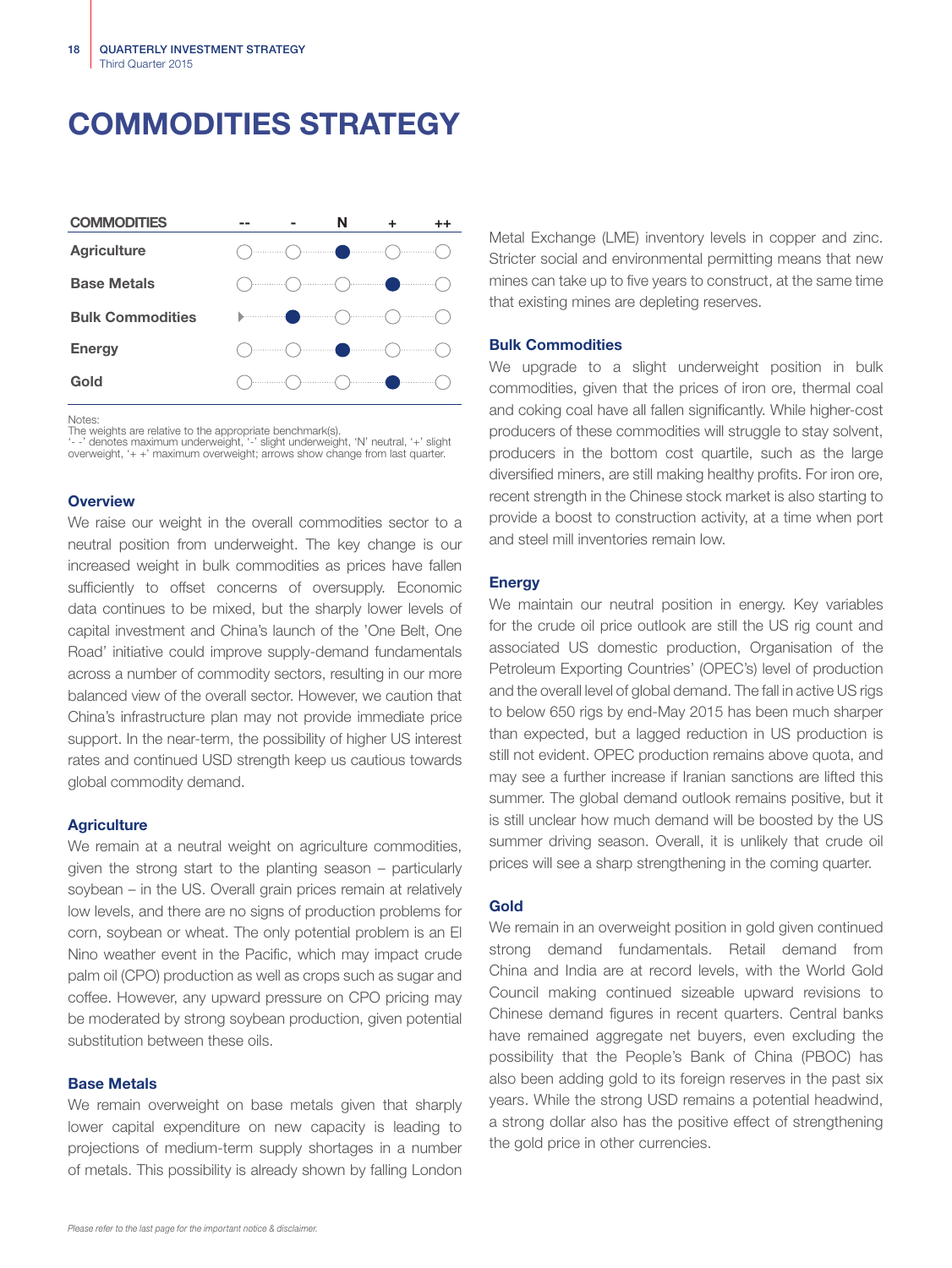# COMMODITIES STRATEGY

| COMMODITIES | -- | - | N | + | ++ |
|---|---|---|---|---|---|
| Agriculture | | | ● | | |
| Base Metals | | | | ● | |
| Bulk Commodities | ▶ | ● | | | |
| Energy | | | ● | | |
| Gold | | | | ● | |

Notes:
The weights are relative to the appropriate benchmark(s).
'- -' denotes maximum underweight, '-' slight underweight, 'N' neutral, '+' slight overweight, '+ +' maximum overweight; arrows show change from last quarter.

### Overview

We raise our weight in the overall commodities sector to a neutral position from underweight. The key change is our increased weight in bulk commodities as prices have fallen sufficiently to offset concerns of oversupply. Economic data continues to be mixed, but the sharply lower levels of capital investment and China's launch of the 'One Belt, One Road' initiative could improve supply-demand fundamentals across a number of commodity sectors, resulting in our more balanced view of the overall sector. However, we caution that China's infrastructure plan may not provide immediate price support. In the near-term, the possibility of higher US interest rates and continued USD strength keep us cautious towards global commodity demand.

### Agriculture

We remain at a neutral weight on agriculture commodities, given the strong start to the planting season – particularly soybean – in the US. Overall grain prices remain at relatively low levels, and there are no signs of production problems for corn, soybean or wheat. The only potential problem is an El Nino weather event in the Pacific, which may impact crude palm oil (CPO) production as well as crops such as sugar and coffee. However, any upward pressure on CPO pricing may be moderated by strong soybean production, given potential substitution between these oils.

### Base Metals

We remain overweight on base metals given that sharply lower capital expenditure on new capacity is leading to projections of medium-term supply shortages in a number of metals. This possibility is already shown by falling London Metal Exchange (LME) inventory levels in copper and zinc. Stricter social and environmental permitting means that new mines can take up to five years to construct, at the same time that existing mines are depleting reserves.

### Bulk Commodities

We upgrade to a slight underweight position in bulk commodities, given that the prices of iron ore, thermal coal and coking coal have all fallen significantly. While higher-cost producers of these commodities will struggle to stay solvent, producers in the bottom cost quartile, such as the large diversified miners, are still making healthy profits. For iron ore, recent strength in the Chinese stock market is also starting to provide a boost to construction activity, at a time when port and steel mill inventories remain low.

### Energy

We maintain our neutral position in energy. Key variables for the crude oil price outlook are still the US rig count and associated US domestic production, Organisation of the Petroleum Exporting Countries' (OPEC's) level of production and the overall level of global demand. The fall in active US rigs to below 650 rigs by end-May 2015 has been much sharper than expected, but a lagged reduction in US production is still not evident. OPEC production remains above quota, and may see a further increase if Iranian sanctions are lifted this summer. The global demand outlook remains positive, but it is still unclear how much demand will be boosted by the US summer driving season. Overall, it is unlikely that crude oil prices will see a sharp strengthening in the coming quarter.

### Gold

We remain in an overweight position in gold given continued strong demand fundamentals. Retail demand from China and India are at record levels, with the World Gold Council making continued sizeable upward revisions to Chinese demand figures in recent quarters. Central banks have remained aggregate net buyers, even excluding the possibility that the People's Bank of China (PBOC) has also been adding gold to its foreign reserves in the past six years. While the strong USD remains a potential headwind, a strong dollar also has the positive effect of strengthening the gold price in other currencies.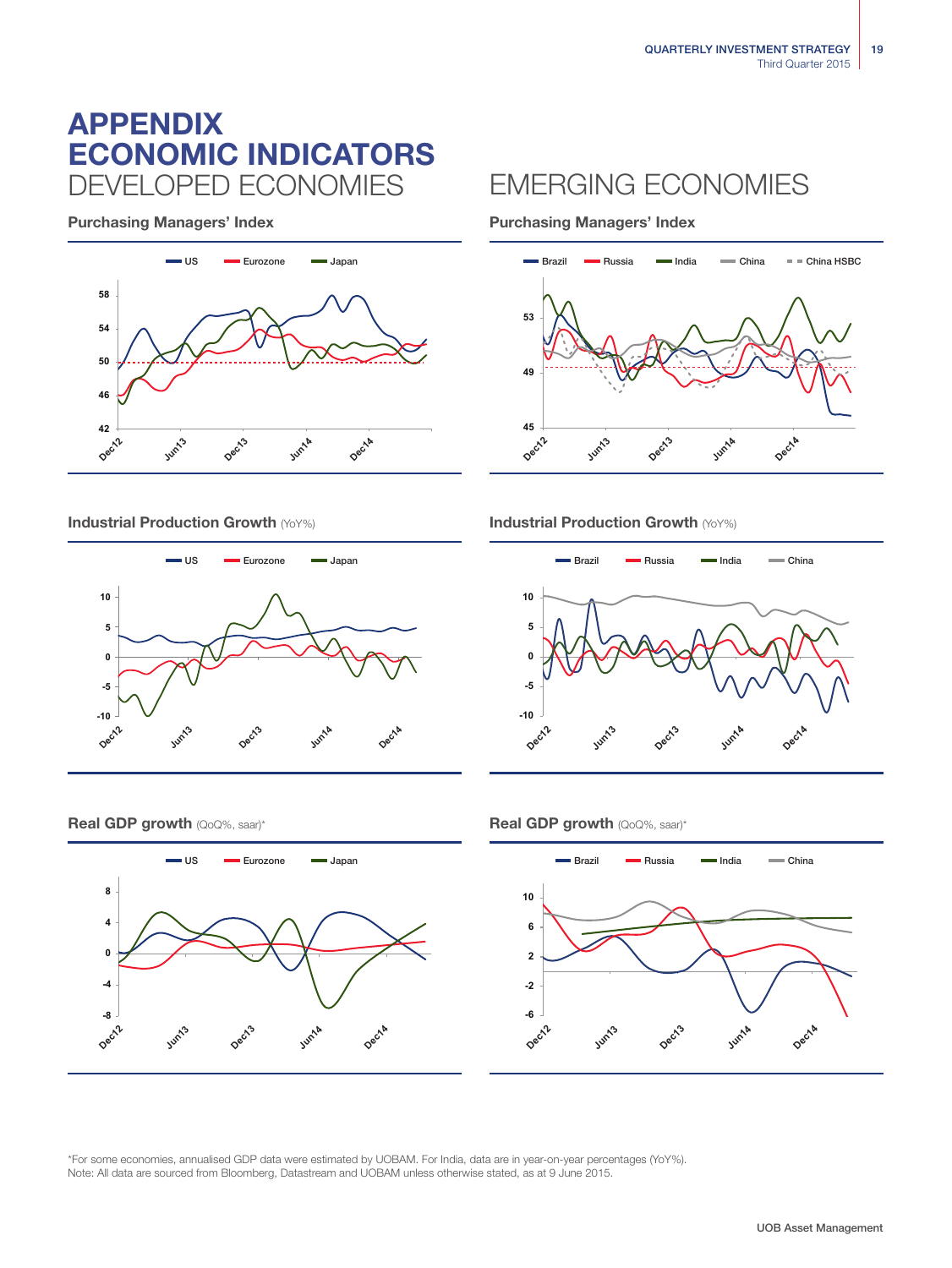# APPENDIX ECONOMIC INDICATORS

## DEVELOPED ECONOMIES

### Purchasing Managers' Index

US, Eurozone, Japan

58, 54, 50, 46, 42

Dec12, Jun13, Dec13, Jun14, Dec14

### Industrial Production Growth (YoY%)

US, Eurozone, Japan

10, 5, 0, -5, -10

Dec12, Jun13, Dec13, Jun14, Dec14

### Real GDP growth (QoQ%, saar)*

US, Eurozone, Japan

8, 4, 0, -4, -8

Dec12, Jun13, Dec13, Jun14, Dec14

## EMERGING ECONOMIES

### Purchasing Managers' Index

Brazil, Russia, India, China, China HSBC

53, 49, 45

Dec12, Jun13, Dec13, Jun14, Dec14

### Industrial Production Growth (YoY%)

Brazil, Russia, India, China

10, 5, 0, -5, -10

Dec12, Jun13, Dec13, Jun14, Dec14

### Real GDP growth (QoQ%, saar)*

Brazil, Russia, India, China

10, 6, 2, -2, -6

Dec12, Jun13, Dec13, Jun14, Dec14

*For some economies, annualised GDP data were estimated by UOBAM. For India, data are in year-on-year percentages (YoY%).
Note: All data are sourced from Bloomberg, Datastream and UOBAM unless otherwise stated, as at 9 June 2015.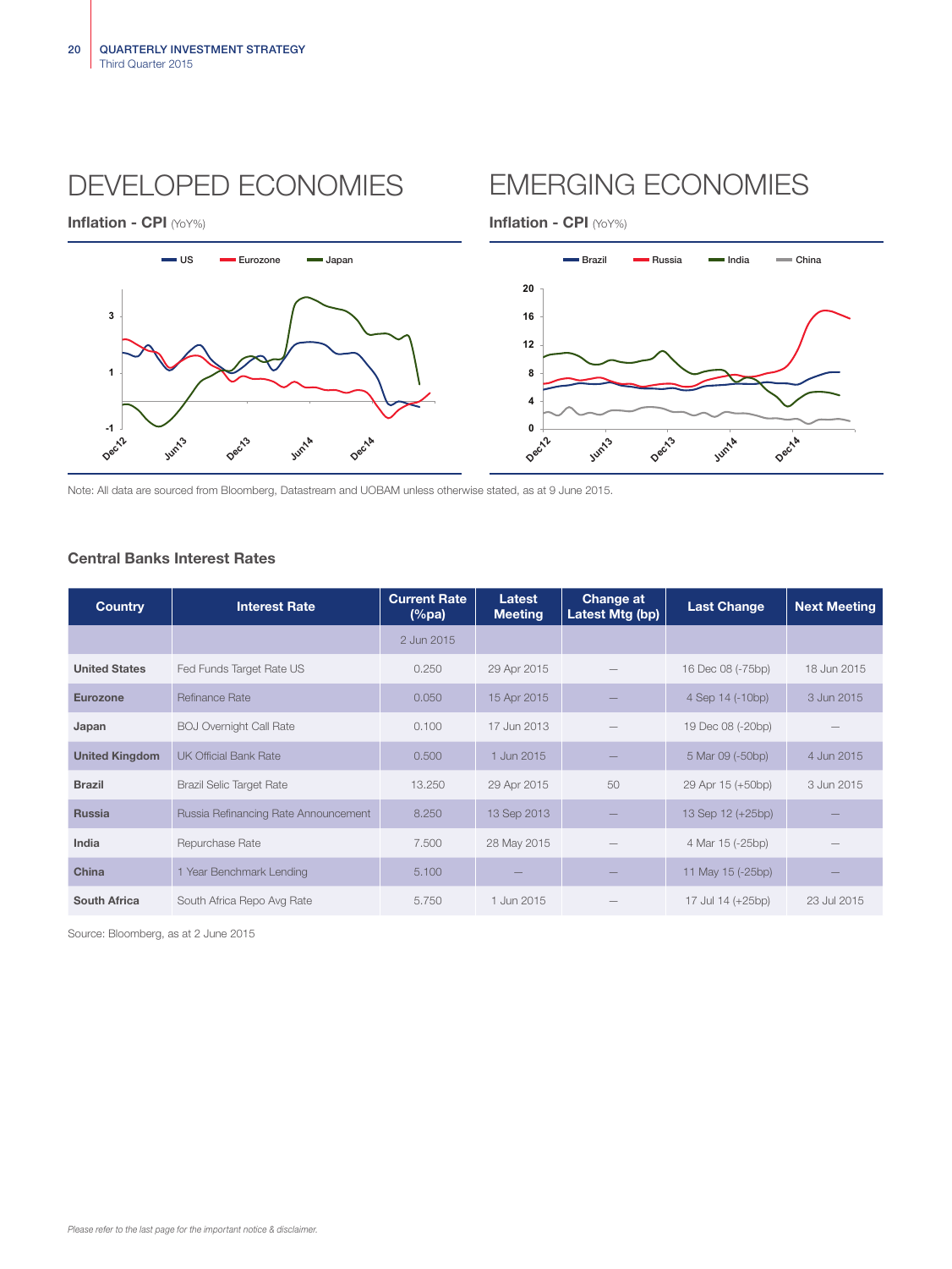# DEVELOPED ECONOMIES

**Inflation - CPI** (YoY%)

# EMERGING ECONOMIES

**Inflation - CPI** (YoY%)

Note: All data are sourced from Bloomberg, Datastream and UOBAM unless otherwise stated, as at 9 June 2015.

### Central Banks Interest Rates

| Country | Interest Rate | Current Rate (%pa) | Latest Meeting | Change at Latest Mtg (bp) | Last Change | Next Meeting |
|---|---|---|---|---|---|---|
| | | 2 Jun 2015 | | | | |
| **United States** | Fed Funds Target Rate US | 0.250 | 29 Apr 2015 | — | 16 Dec 08 (-75bp) | 18 Jun 2015 |
| **Eurozone** | Refinance Rate | 0.050 | 15 Apr 2015 | — | 4 Sep 14 (-10bp) | 3 Jun 2015 |
| **Japan** | BOJ Overnight Call Rate | 0.100 | 17 Jun 2013 | — | 19 Dec 08 (-20bp) | — |
| **United Kingdom** | UK Official Bank Rate | 0.500 | 1 Jun 2015 | — | 5 Mar 09 (-50bp) | 4 Jun 2015 |
| **Brazil** | Brazil Selic Target Rate | 13.250 | 29 Apr 2015 | 50 | 29 Apr 15 (+50bp) | 3 Jun 2015 |
| **Russia** | Russia Refinancing Rate Announcement | 8.250 | 13 Sep 2013 | — | 13 Sep 12 (+25bp) | — |
| **India** | Repurchase Rate | 7.500 | 28 May 2015 | — | 4 Mar 15 (-25bp) | — |
| **China** | 1 Year Benchmark Lending | 5.100 | — | — | 11 May 15 (-25bp) | — |
| **South Africa** | South Africa Repo Avg Rate | 5.750 | 1 Jun 2015 | — | 17 Jul 14 (+25bp) | 23 Jul 2015 |

Source: Bloomberg, as at 2 June 2015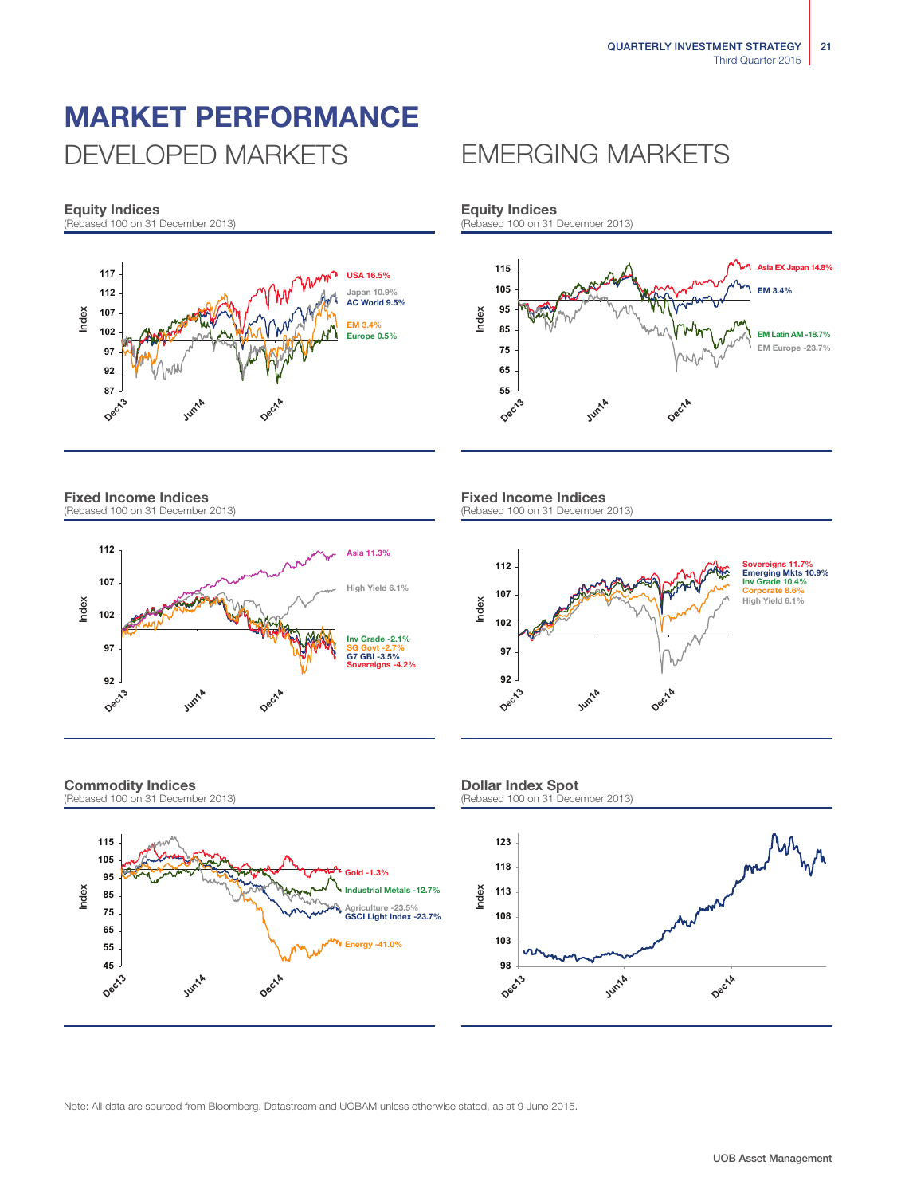# MARKET PERFORMANCE

## DEVELOPED MARKETS

### Equity Indices
(Rebased 100 on 31 December 2013)

USA 16.5%
Japan 10.9%
AC World 9.5%
EM 3.4%
Europe 0.5%

### Fixed Income Indices
(Rebased 100 on 31 December 2013)

Asia 11.3%
High Yield 6.1%
Inv Grade -2.1%
SG Govt -2.7%
G7 GBI -3.5%
Sovereigns -4.2%

### Commodity Indices
(Rebased 100 on 31 December 2013)

Gold -1.3%
Industrial Metals -12.7%
Agriculture -23.5%
GSCI Light Index -23.7%
Energy -41.0%

## EMERGING MARKETS

### Equity Indices
(Rebased 100 on 31 December 2013)

Asia EX Japan 14.8%
EM 3.4%
EM Latin AM -18.7%
EM Europe -23.7%

### Fixed Income Indices
(Rebased 100 on 31 December 2013)

Sovereigns 11.7%
Emerging Mkts 10.9%
Inv Grade 10.4%
Corporate 8.6%
High Yield 6.1%

### Dollar Index Spot
(Rebased 100 on 31 December 2013)

Note: All data are sourced from Bloomberg, Datastream and UOBAM unless otherwise stated, as at 9 June 2015.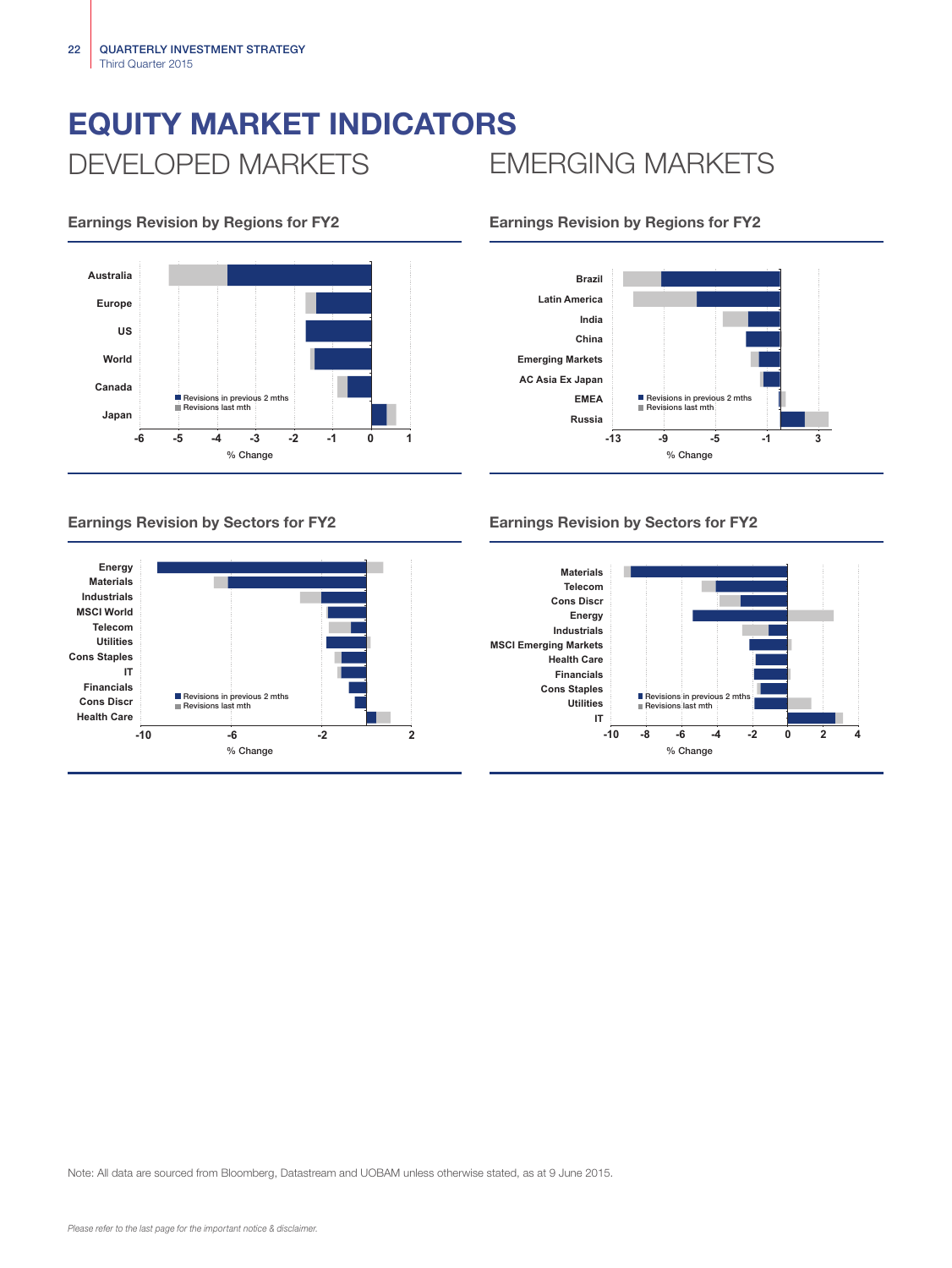# EQUITY MARKET INDICATORS

## DEVELOPED MARKETS

### Earnings Revision by Regions for FY2

Australia
Europe
US
World
Canada
Japan

■ Revisions in previous 2 mths
■ Revisions last mth

-6 -5 -4 -3 -2 -1 0 1

% Change

### Earnings Revision by Sectors for FY2

Energy
Materials
Industrials
MSCI World
Telecom
Utilities
Cons Staples
IT
Financials
Cons Discr
Health Care

■ Revisions in previous 2 mths
■ Revisions last mth

-10 -6 -2 2

% Change

## EMERGING MARKETS

### Earnings Revision by Regions for FY2

Brazil
Latin America
India
China
Emerging Markets
AC Asia Ex Japan
EMEA
Russia

■ Revisions in previous 2 mths
■ Revisions last mth

-13 -9 -5 -1 3

% Change

### Earnings Revision by Sectors for FY2

Materials
Telecom
Cons Discr
Energy
Industrials
MSCI Emerging Markets
Health Care
Financials
Cons Staples
Utilities
IT

■ Revisions in previous 2 mths
■ Revisions last mth

-10 -8 -6 -4 -2 0 2 4

% Change

Note: All data are sourced from Bloomberg, Datastream and UOBAM unless otherwise stated, as at 9 June 2015.

*Please refer to the last page for the important notice & disclaimer.*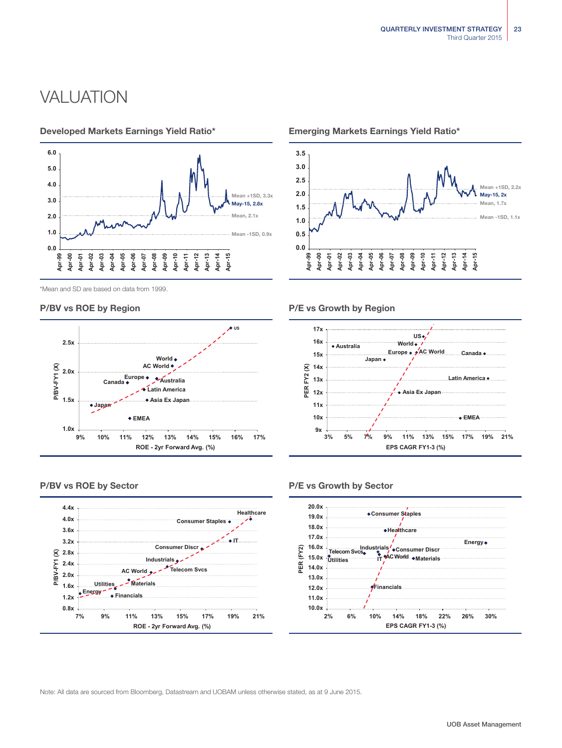# VALUATION

### Developed Markets Earnings Yield Ratio*

Mean +1SD, 3.3x
May-15, 2.8x
Mean, 2.1x
Mean -1SD, 0.9x

### Emerging Markets Earnings Yield Ratio*

Mean +1SD, 2.2x
May-15, 2x
Mean, 1.7x
Mean -1SD, 1.1x

*Mean and SD are based on data from 1999.

### P/BV vs ROE by Region

### P/E vs Growth by Region

### P/BV vs ROE by Sector

### P/E vs Growth by Sector

Note: All data are sourced from Bloomberg, Datastream and UOBAM unless otherwise stated, as at 9 June 2015.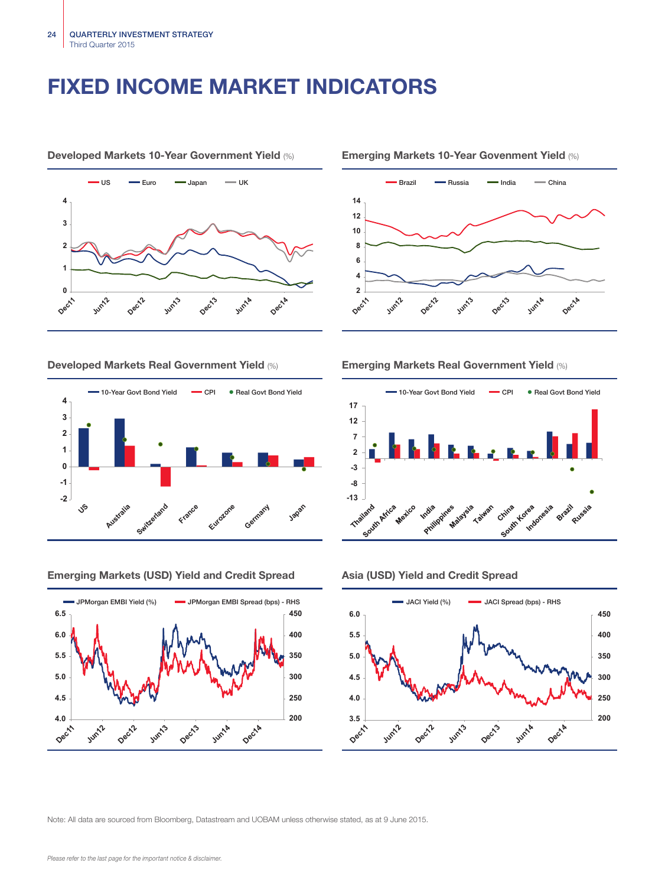# FIXED INCOME MARKET INDICATORS

### Developed Markets 10-Year Government Yield (%)

US, Euro, Japan, UK

### Emerging Markets 10-Year Govenment Yield (%)

Brazil, Russia, India, China

### Developed Markets Real Government Yield (%)

10-Year Govt Bond Yield, CPI, Real Govt Bond Yield

US, Australia, Switzerland, France, Eurozone, Germany, Japan

### Emerging Markets Real Government Yield (%)

10-Year Govt Bond Yield, CPI, Real Govt Bond Yield

Thailand, South Africa, Mexico, India, Philippines, Malaysia, Taiwan, China, South Korea, Indonesia, Brazil, Russia

### Emerging Markets (USD) Yield and Credit Spread

JPMorgan EMBI Yield (%), JPMorgan EMBI Spread (bps) - RHS

### Asia (USD) Yield and Credit Spread

JACI Yield (%), JACI Spread (bps) - RHS

Note: All data are sourced from Bloomberg, Datastream and UOBAM unless otherwise stated, as at 9 June 2015.

*Please refer to the last page for the important notice & disclaimer.*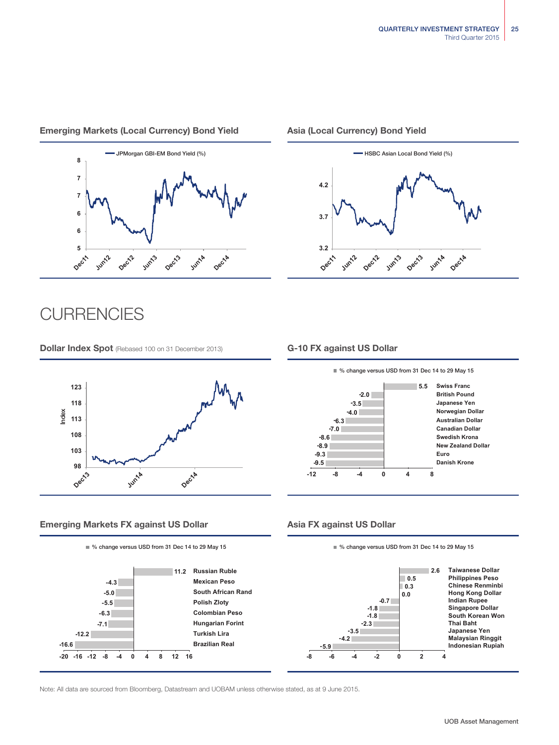### Emerging Markets (Local Currency) Bond Yield

JPMorgan GBI-EM Bond Yield (%)

### Asia (Local Currency) Bond Yield

HSBC Asian Local Bond Yield (%)

# CURRENCIES

### Dollar Index Spot (Rebased 100 on 31 December 2013)

### G-10 FX against US Dollar

% change versus USD from 31 Dec 14 to 29 May 15

| Currency | % change |
|---|---|
| Swiss Franc | 5.5 |
| British Pound | -2.0 |
| Japanese Yen | -3.5 |
| Norwegian Dollar | -4.0 |
| Australian Dollar | -6.3 |
| Canadian Dollar | -7.0 |
| Swedish Krona | -8.6 |
| New Zealand Dollar | -8.9 |
| Euro | -9.3 |
| Danish Krone | -9.5 |

### Emerging Markets FX against US Dollar

% change versus USD from 31 Dec 14 to 29 May 15

| Currency | % change |
|---|---|
| Russian Ruble | 11.2 |
| Mexican Peso | -4.3 |
| South African Rand | -5.0 |
| Polish Zloty | -5.5 |
| Colombian Peso | -6.3 |
| Hungarian Forint | -7.1 |
| Turkish Lira | -12.2 |
| Brazilian Real | -16.6 |

### Asia FX against US Dollar

% change versus USD from 31 Dec 14 to 29 May 15

| Currency | % change |
|---|---|
| Taiwanese Dollar | 2.6 |
| Philippines Peso | 0.5 |
| Chinese Renminbi | 0.3 |
| Hong Kong Dollar | 0.0 |
| Indian Rupee | -0.7 |
| Singapore Dollar | -1.8 |
| South Korean Won | -1.8 |
| Thai Baht | -2.3 |
| Japanese Yen | -3.5 |
| Malaysian Ringgit | -4.2 |
| Indonesian Rupiah | -5.9 |

Note: All data are sourced from Bloomberg, Datastream and UOBAM unless otherwise stated, as at 9 June 2015.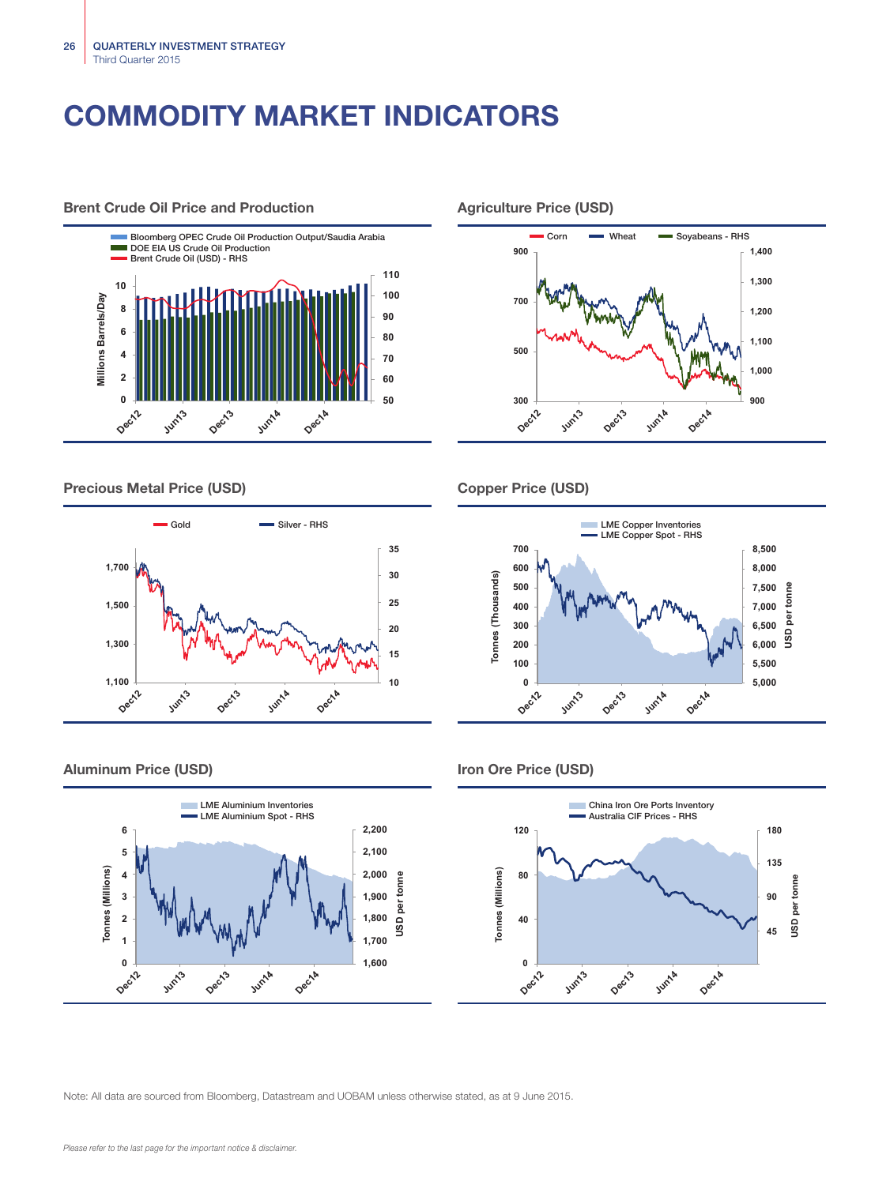# COMMODITY MARKET INDICATORS

### Brent Crude Oil Price and Production

- Bloomberg OPEC Crude Oil Production Output/Saudia Arabia
- DOE EIA US Crude Oil Production
- Brent Crude Oil (USD) - RHS

### Agriculture Price (USD)

- Corn
- Wheat
- Soyabeans - RHS

### Precious Metal Price (USD)

- Gold
- Silver - RHS

### Copper Price (USD)

- LME Copper Inventories
- LME Copper Spot - RHS

### Aluminum Price (USD)

- LME Aluminium Inventories
- LME Aluminium Spot - RHS

### Iron Ore Price (USD)

- China Iron Ore Ports Inventory
- Australia CIF Prices - RHS

Note: All data are sourced from Bloomberg, Datastream and UOBAM unless otherwise stated, as at 9 June 2015.

*Please refer to the last page for the important notice & disclaimer.*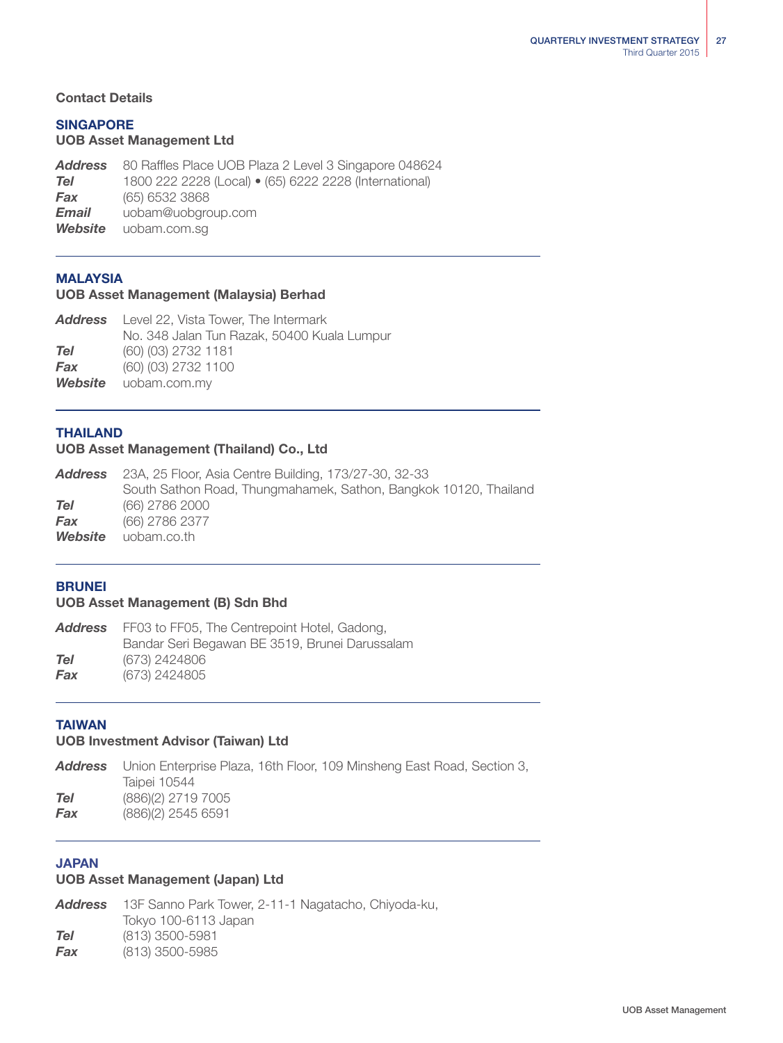## Contact Details

### SINGAPORE

**UOB Asset Management Ltd**

***Address*** 80 Raffles Place UOB Plaza 2 Level 3 Singapore 048624
***Tel*** 1800 222 2228 (Local) • (65) 6222 2228 (International)
***Fax*** (65) 6532 3868
***Email*** uobam@uobgroup.com
***Website*** uobam.com.sg

---

### MALAYSIA

**UOB Asset Management (Malaysia) Berhad**

***Address*** Level 22, Vista Tower, The Intermark
No. 348 Jalan Tun Razak, 50400 Kuala Lumpur
***Tel*** (60) (03) 2732 1181
***Fax*** (60) (03) 2732 1100
***Website*** uobam.com.my

---

### THAILAND

**UOB Asset Management (Thailand) Co., Ltd**

***Address*** 23A, 25 Floor, Asia Centre Building, 173/27-30, 32-33
South Sathon Road, Thungmahamek, Sathon, Bangkok 10120, Thailand
***Tel*** (66) 2786 2000
***Fax*** (66) 2786 2377
***Website*** uobam.co.th

---

### BRUNEI

**UOB Asset Management (B) Sdn Bhd**

***Address*** FF03 to FF05, The Centrepoint Hotel, Gadong,
Bandar Seri Begawan BE 3519, Brunei Darussalam
***Tel*** (673) 2424806
***Fax*** (673) 2424805

---

### TAIWAN

**UOB Investment Advisor (Taiwan) Ltd**

***Address*** Union Enterprise Plaza, 16th Floor, 109 Minsheng East Road, Section 3,
Taipei 10544
***Tel*** (886)(2) 2719 7005
***Fax*** (886)(2) 2545 6591

---

### JAPAN

**UOB Asset Management (Japan) Ltd**

***Address*** 13F Sanno Park Tower, 2-11-1 Nagatacho, Chiyoda-ku,
Tokyo 100-6113 Japan
***Tel*** (813) 3500-5981
***Fax*** (813) 3500-5985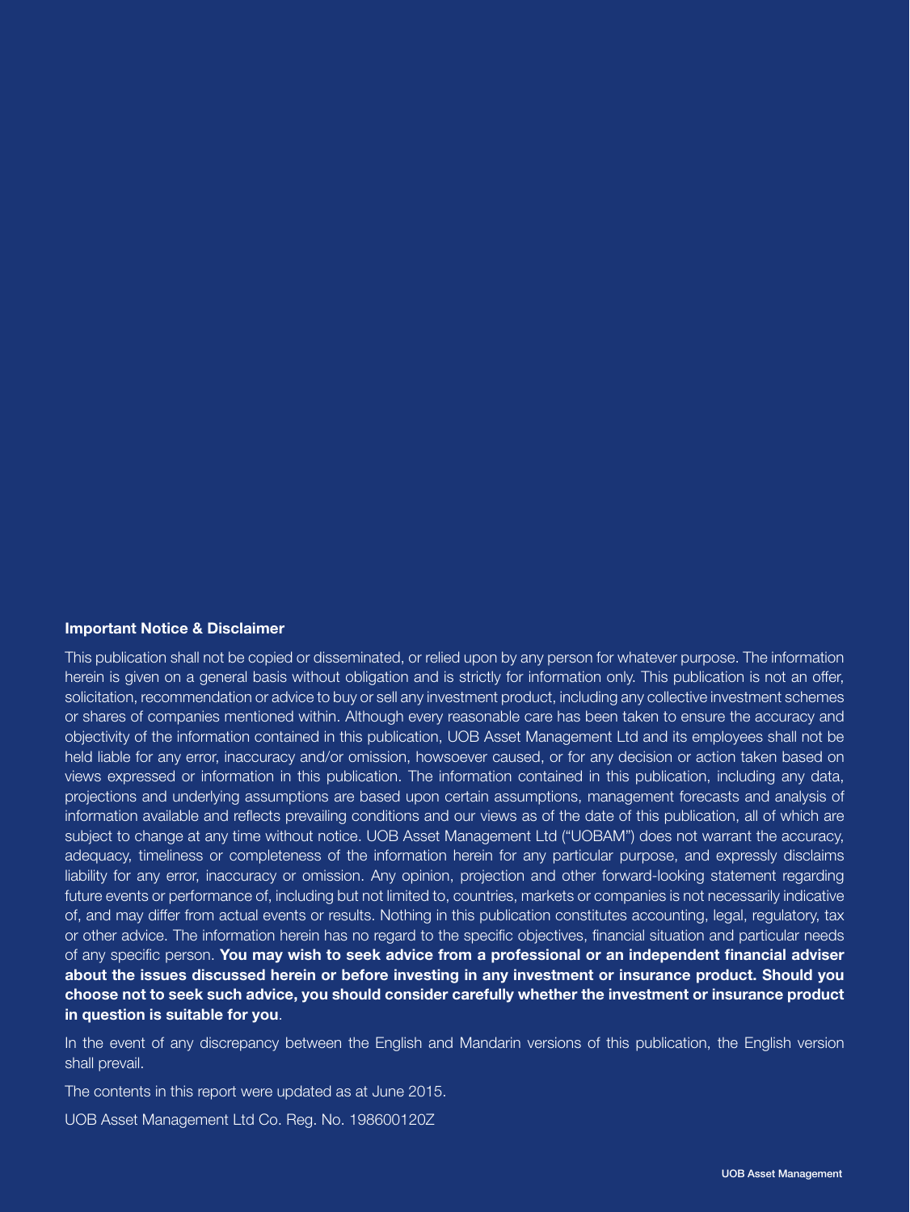**Important Notice & Disclaimer**

This publication shall not be copied or disseminated, or relied upon by any person for whatever purpose. The information herein is given on a general basis without obligation and is strictly for information only. This publication is not an offer, solicitation, recommendation or advice to buy or sell any investment product, including any collective investment schemes or shares of companies mentioned within. Although every reasonable care has been taken to ensure the accuracy and objectivity of the information contained in this publication, UOB Asset Management Ltd and its employees shall not be held liable for any error, inaccuracy and/or omission, howsoever caused, or for any decision or action taken based on views expressed or information in this publication. The information contained in this publication, including any data, projections and underlying assumptions are based upon certain assumptions, management forecasts and analysis of information available and reflects prevailing conditions and our views as of the date of this publication, all of which are subject to change at any time without notice. UOB Asset Management Ltd ("UOBAM") does not warrant the accuracy, adequacy, timeliness or completeness of the information herein for any particular purpose, and expressly disclaims liability for any error, inaccuracy or omission. Any opinion, projection and other forward-looking statement regarding future events or performance of, including but not limited to, countries, markets or companies is not necessarily indicative of, and may differ from actual events or results. Nothing in this publication constitutes accounting, legal, regulatory, tax or other advice. The information herein has no regard to the specific objectives, financial situation and particular needs of any specific person. **You may wish to seek advice from a professional or an independent financial adviser about the issues discussed herein or before investing in any investment or insurance product. Should you choose not to seek such advice, you should consider carefully whether the investment or insurance product in question is suitable for you**.

In the event of any discrepancy between the English and Mandarin versions of this publication, the English version shall prevail.

The contents in this report were updated as at June 2015.

UOB Asset Management Ltd Co. Reg. No. 198600120Z